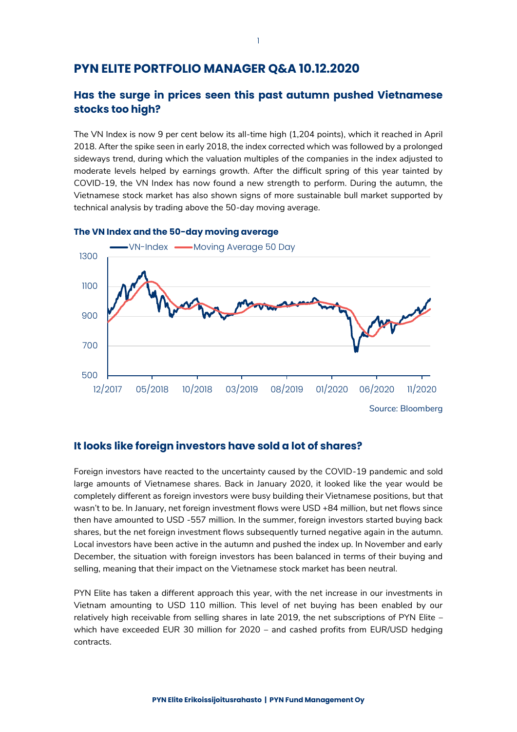# PYN ELITE PORTFOLIO MANAGER Q&A 10.12.2020

## Has the surge in prices seen this past autumn pushed Vietnamese stocks too high?

The VN Index is now 9 per cent below its all-time high (1,204 points), which it reached in April 2018. After the spike seen in early 2018, the index corrected which was followed by a prolonged sideways trend, during which the valuation multiples of the companies in the index adjusted to moderate levels helped by earnings growth. After the difficult spring of this year tainted by COVID-19, the VN Index has now found a new strength to perform. During the autumn, the Vietnamese stock market has also shown signs of more sustainable bull market supported by technical analysis by trading above the 50-day moving average.

**The VN Index and the 50-day moving average**

Source: Bloomberg

## It looks like foreign investors have sold a lot of shares?

Foreign investors have reacted to the uncertainty caused by the COVID-19 pandemic and sold large amounts of Vietnamese shares. Back in January 2020, it looked like the year would be completely different as foreign investors were busy building their Vietnamese positions, but that wasn't to be. In January, net foreign investment flows were USD +84 million, but net flows since then have amounted to USD -557 million. In the summer, foreign investors started buying back shares, but the net foreign investment flows subsequently turned negative again in the autumn. Local investors have been active in the autumn and pushed the index up. In November and early December, the situation with foreign investors has been balanced in terms of their buying and selling, meaning that their impact on the Vietnamese stock market has been neutral.

PYN Elite has taken a different approach this year, with the net increase in our investments in Vietnam amounting to USD 110 million. This level of net buying has been enabled by our relatively high receivable from selling shares in late 2019, the net subscriptions of PYN Elite – which have exceeded EUR 30 million for 2020 – and cashed profits from EUR/USD hedging contracts.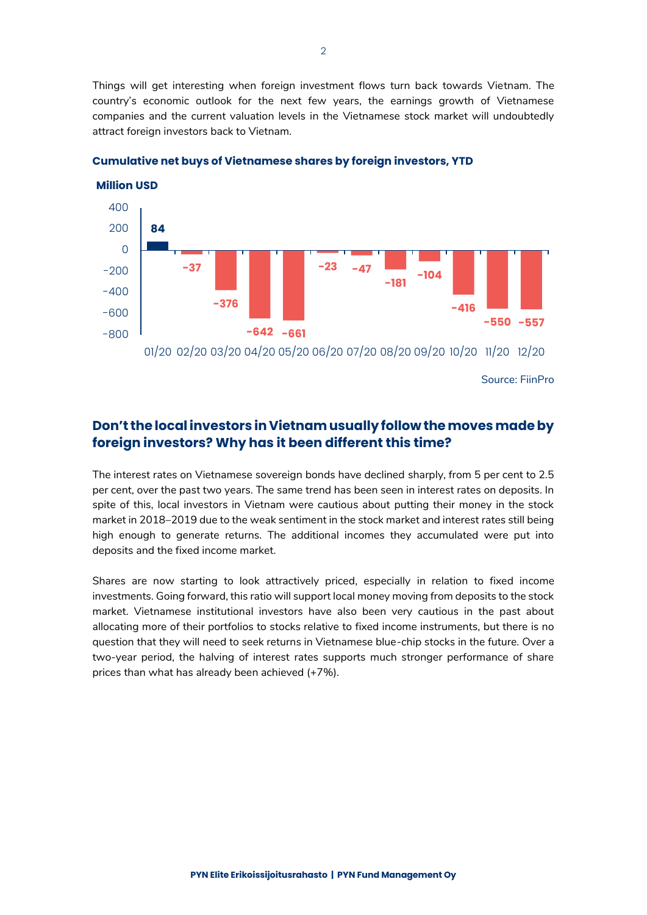Things will get interesting when foreign investment flows turn back towards Vietnam. The country's economic outlook for the next few years, the earnings growth of Vietnamese companies and the current valuation levels in the Vietnamese stock market will undoubtedly attract foreign investors back to Vietnam.

**Cumulative net buys of Vietnamese shares by foreign investors, YTD**

**Million USD**

| Month | Million USD |
|---|---|
| 01/20 | 84 |
| 02/20 | -37 |
| 03/20 | -376 |
| 04/20 | -642 |
| 05/20 | -661 |
| 06/20 | -23 |
| 07/20 | -47 |
| 08/20 | -181 |
| 09/20 | -104 |
| 10/20 | -416 |
| 11/20 | -550 |
| 12/20 | -557 |

Source: FiinPro

## Don't the local investors in Vietnam usually follow the moves made by foreign investors? Why has it been different this time?

The interest rates on Vietnamese sovereign bonds have declined sharply, from 5 per cent to 2.5 per cent, over the past two years. The same trend has been seen in interest rates on deposits. In spite of this, local investors in Vietnam were cautious about putting their money in the stock market in 2018–2019 due to the weak sentiment in the stock market and interest rates still being high enough to generate returns. The additional incomes they accumulated were put into deposits and the fixed income market.

Shares are now starting to look attractively priced, especially in relation to fixed income investments. Going forward, this ratio will support local money moving from deposits to the stock market. Vietnamese institutional investors have also been very cautious in the past about allocating more of their portfolios to stocks relative to fixed income instruments, but there is no question that they will need to seek returns in Vietnamese blue-chip stocks in the future. Over a two-year period, the halving of interest rates supports much stronger performance of share prices than what has already been achieved (+7%).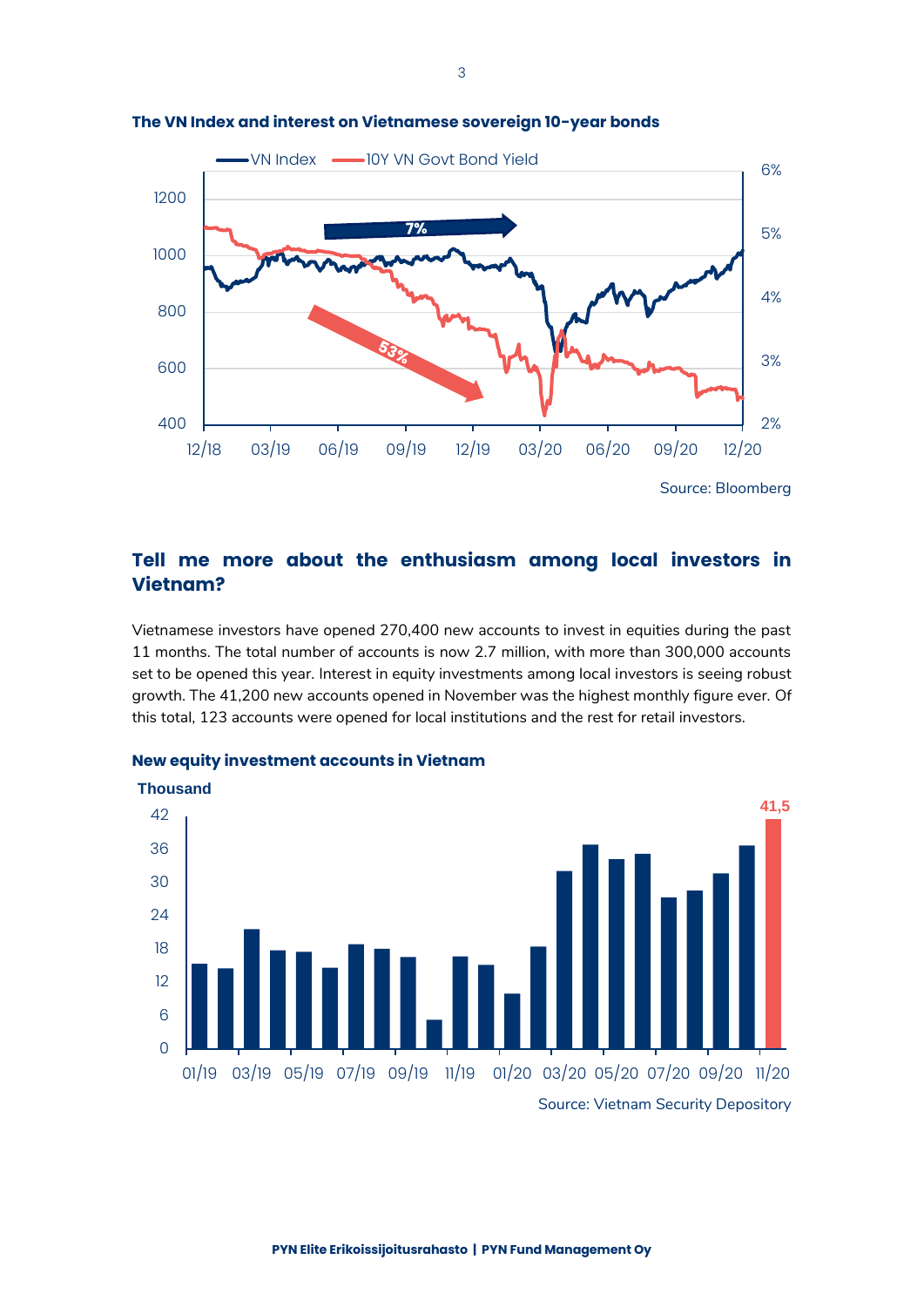**The VN Index and interest on Vietnamese sovereign 10-year bonds**

Source: Bloomberg

## Tell me more about the enthusiasm among local investors in Vietnam?

Vietnamese investors have opened 270,400 new accounts to invest in equities during the past 11 months. The total number of accounts is now 2.7 million, with more than 300,000 accounts set to be opened this year. Interest in equity investments among local investors is seeing robust growth. The 41,200 new accounts opened in November was the highest monthly figure ever. Of this total, 123 accounts were opened for local institutions and the rest for retail investors.

**New equity investment accounts in Vietnam**

Source: Vietnam Security Depository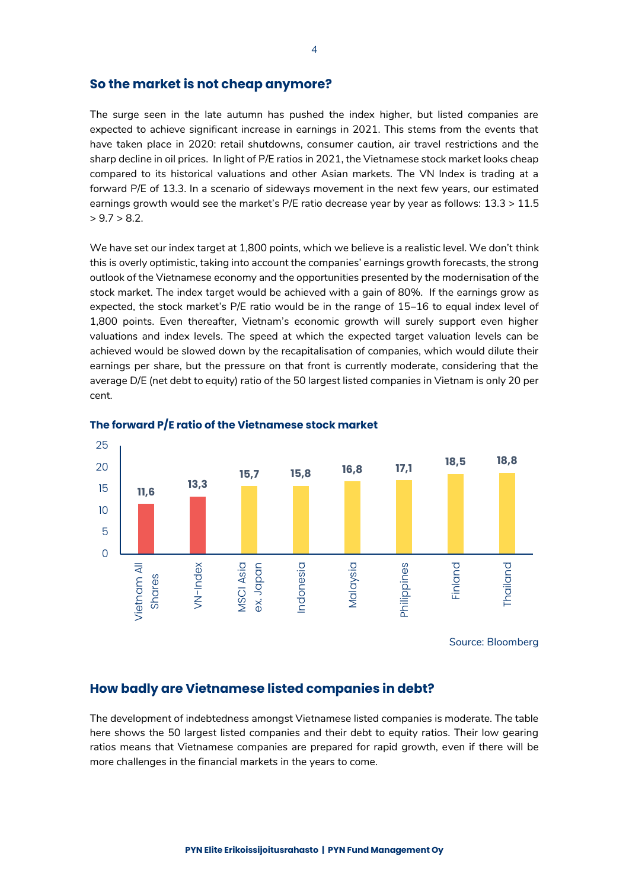## So the market is not cheap anymore?

The surge seen in the late autumn has pushed the index higher, but listed companies are expected to achieve significant increase in earnings in 2021. This stems from the events that have taken place in 2020: retail shutdowns, consumer caution, air travel restrictions and the sharp decline in oil prices. In light of P/E ratios in 2021, the Vietnamese stock market looks cheap compared to its historical valuations and other Asian markets. The VN Index is trading at a forward P/E of 13.3. In a scenario of sideways movement in the next few years, our estimated earnings growth would see the market's P/E ratio decrease year by year as follows: 13.3 > 11.5 > 9.7 > 8.2.

We have set our index target at 1,800 points, which we believe is a realistic level. We don't think this is overly optimistic, taking into account the companies' earnings growth forecasts, the strong outlook of the Vietnamese economy and the opportunities presented by the modernisation of the stock market. The index target would be achieved with a gain of 80%. If the earnings grow as expected, the stock market's P/E ratio would be in the range of 15–16 to equal index level of 1,800 points. Even thereafter, Vietnam's economic growth will surely support even higher valuations and index levels. The speed at which the expected target valuation levels can be achieved would be slowed down by the recapitalisation of companies, which would dilute their earnings per share, but the pressure on that front is currently moderate, considering that the average D/E (net debt to equity) ratio of the 50 largest listed companies in Vietnam is only 20 per cent.

**The forward P/E ratio of the Vietnamese stock market**

| Market | Forward P/E |
|---|---|
| Vietnam All Shares | 11,6 |
| VN-Index | 13,3 |
| MSCI Asia ex. Japan | 15,7 |
| Indonesia | 15,8 |
| Malaysia | 16,8 |
| Philippines | 17,1 |
| Finland | 18,5 |
| Thailand | 18,8 |

Source: Bloomberg

## How badly are Vietnamese listed companies in debt?

The development of indebtedness amongst Vietnamese listed companies is moderate. The table here shows the 50 largest listed companies and their debt to equity ratios. Their low gearing ratios means that Vietnamese companies are prepared for rapid growth, even if there will be more challenges in the financial markets in the years to come.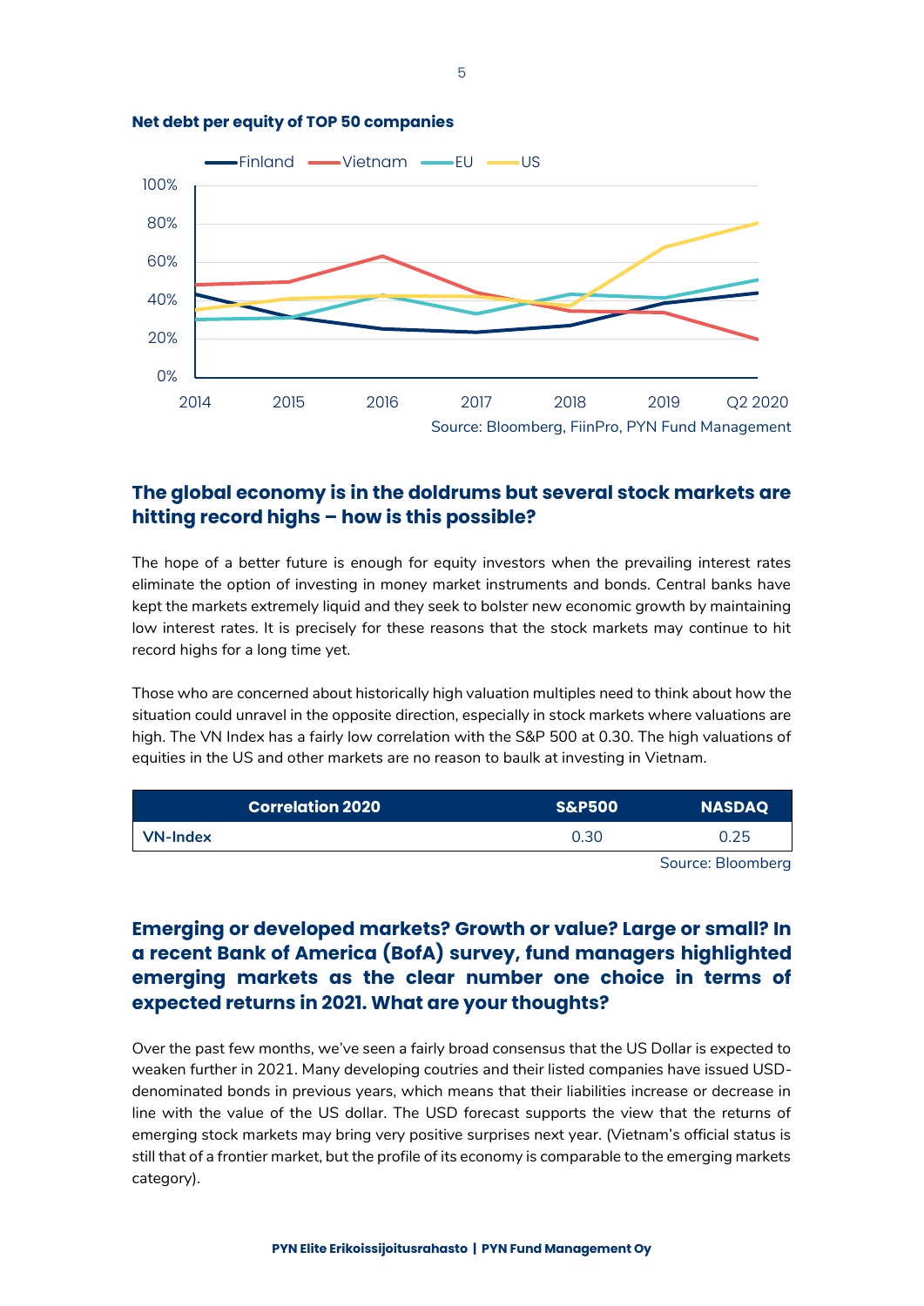**Net debt per equity of TOP 50 companies**

Source: Bloomberg, FiinPro, PYN Fund Management

## The global economy is in the doldrums but several stock markets are hitting record highs – how is this possible?

The hope of a better future is enough for equity investors when the prevailing interest rates eliminate the option of investing in money market instruments and bonds. Central banks have kept the markets extremely liquid and they seek to bolster new economic growth by maintaining low interest rates. It is precisely for these reasons that the stock markets may continue to hit record highs for a long time yet.

Those who are concerned about historically high valuation multiples need to think about how the situation could unravel in the opposite direction, especially in stock markets where valuations are high. The VN Index has a fairly low correlation with the S&P 500 at 0.30. The high valuations of equities in the US and other markets are no reason to baulk at investing in Vietnam.

| Correlation 2020 | S&P500 | NASDAQ |
| --- | --- | --- |
| VN-Index | 0.30 | 0.25 |

Source: Bloomberg

## Emerging or developed markets? Growth or value? Large or small? In a recent Bank of America (BofA) survey, fund managers highlighted emerging markets as the clear number one choice in terms of expected returns in 2021. What are your thoughts?

Over the past few months, we've seen a fairly broad consensus that the US Dollar is expected to weaken further in 2021. Many developing coutries and their listed companies have issued USD-denominated bonds in previous years, which means that their liabilities increase or decrease in line with the value of the US dollar. The USD forecast supports the view that the returns of emerging stock markets may bring very positive surprises next year. (Vietnam's official status is still that of a frontier market, but the profile of its economy is comparable to the emerging markets category).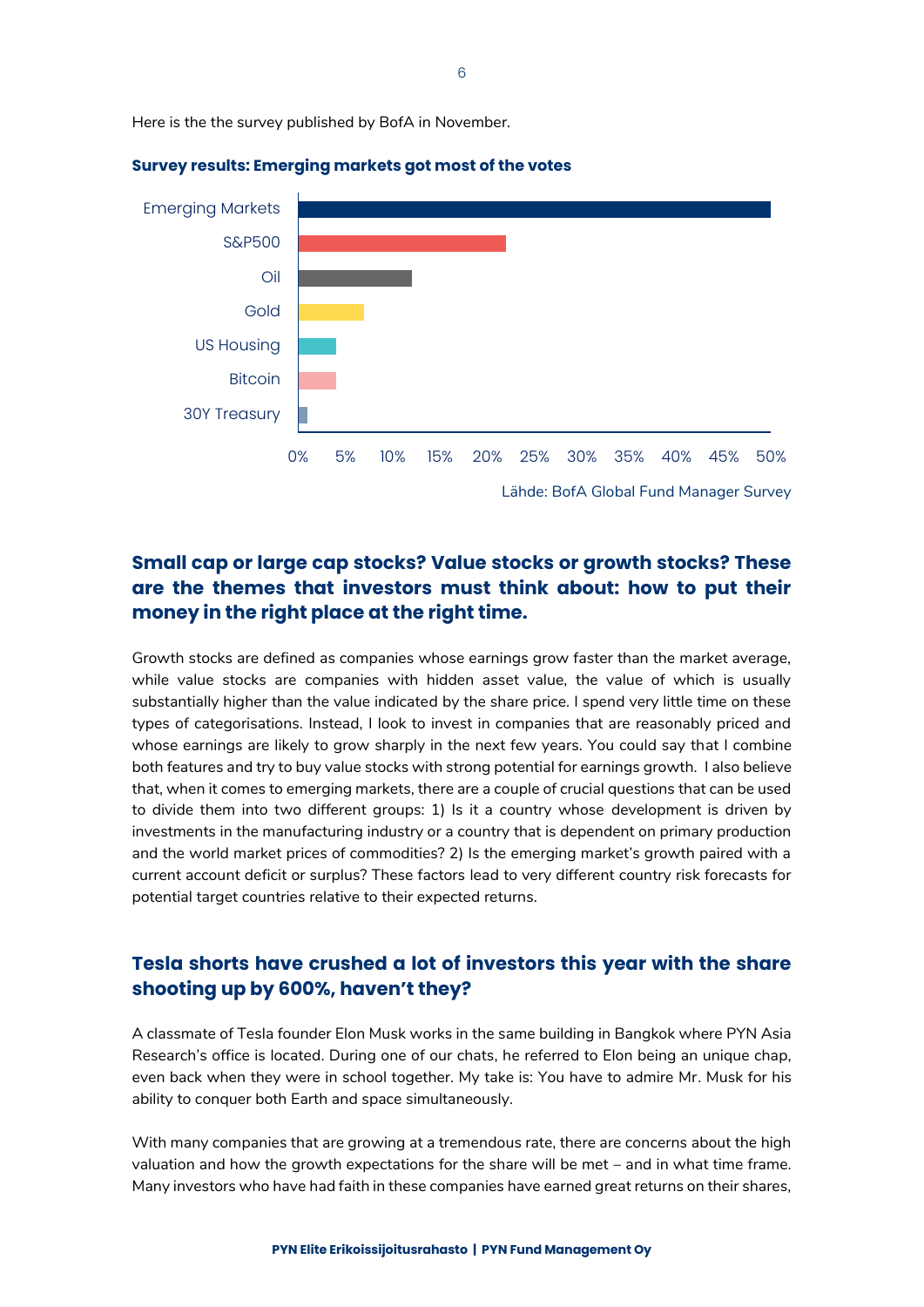Here is the the survey published by BofA in November.

**Survey results: Emerging markets got most of the votes**

| Category | Share |
|---|---|
| Emerging Markets | ~50% |
| S&P500 | ~22% |
| Oil | ~12% |
| Gold | ~7% |
| US Housing | ~4% |
| Bitcoin | ~4% |
| 30Y Treasury | ~1% |

Lähde: BofA Global Fund Manager Survey

## Small cap or large cap stocks? Value stocks or growth stocks? These are the themes that investors must think about: how to put their money in the right place at the right time.

Growth stocks are defined as companies whose earnings grow faster than the market average, while value stocks are companies with hidden asset value, the value of which is usually substantially higher than the value indicated by the share price. I spend very little time on these types of categorisations. Instead, I look to invest in companies that are reasonably priced and whose earnings are likely to grow sharply in the next few years. You could say that I combine both features and try to buy value stocks with strong potential for earnings growth. I also believe that, when it comes to emerging markets, there are a couple of crucial questions that can be used to divide them into two different groups: 1) Is it a country whose development is driven by investments in the manufacturing industry or a country that is dependent on primary production and the world market prices of commodities? 2) Is the emerging market's growth paired with a current account deficit or surplus? These factors lead to very different country risk forecasts for potential target countries relative to their expected returns.

## Tesla shorts have crushed a lot of investors this year with the share shooting up by 600%, haven't they?

A classmate of Tesla founder Elon Musk works in the same building in Bangkok where PYN Asia Research's office is located. During one of our chats, he referred to Elon being an unique chap, even back when they were in school together. My take is: You have to admire Mr. Musk for his ability to conquer both Earth and space simultaneously.

With many companies that are growing at a tremendous rate, there are concerns about the high valuation and how the growth expectations for the share will be met – and in what time frame. Many investors who have had faith in these companies have earned great returns on their shares,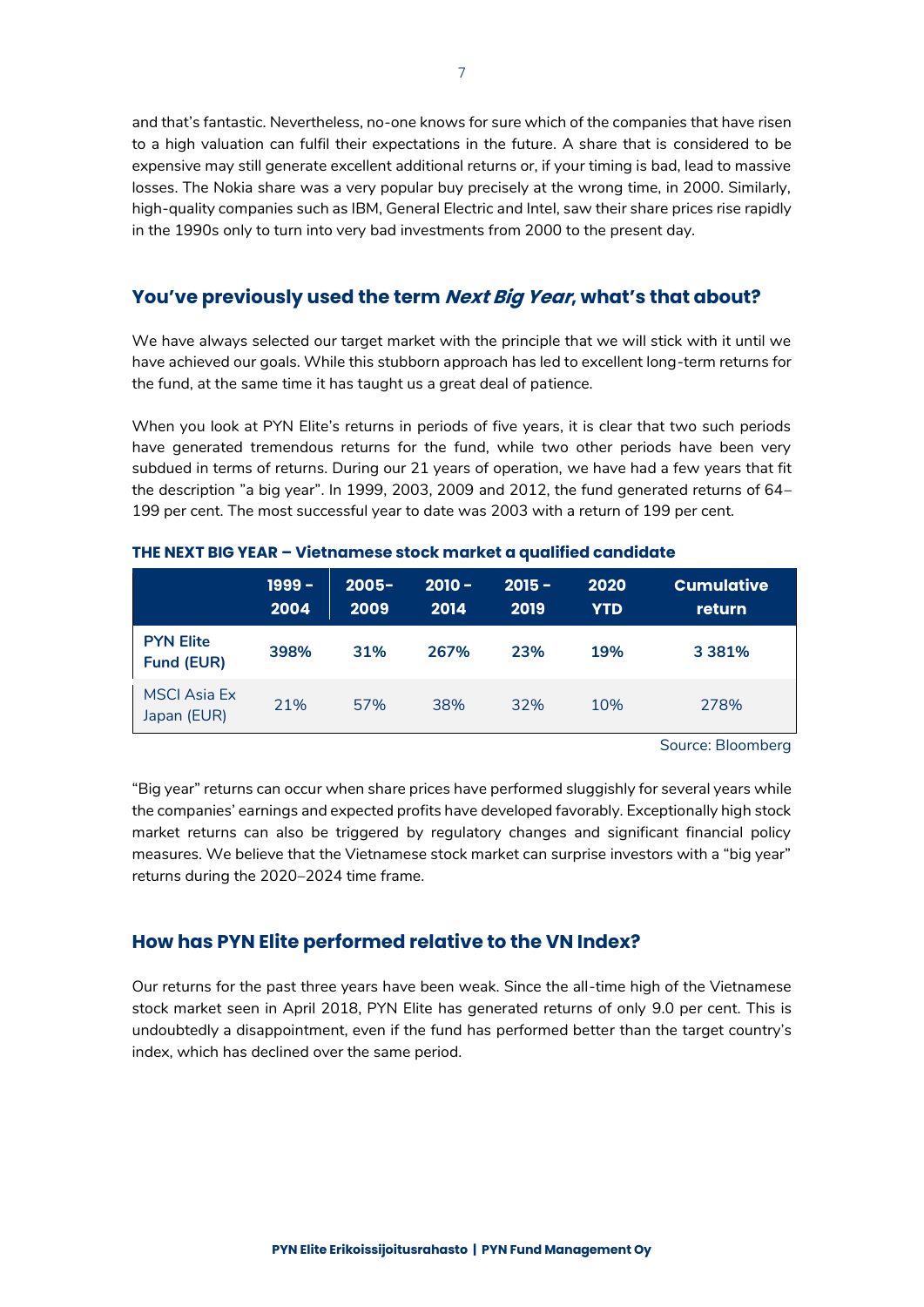and that's fantastic. Nevertheless, no-one knows for sure which of the companies that have risen to a high valuation can fulfil their expectations in the future. A share that is considered to be expensive may still generate excellent additional returns or, if your timing is bad, lead to massive losses. The Nokia share was a very popular buy precisely at the wrong time, in 2000. Similarly, high-quality companies such as IBM, General Electric and Intel, saw their share prices rise rapidly in the 1990s only to turn into very bad investments from 2000 to the present day.

## You've previously used the term *Next Big Year*, what's that about?

We have always selected our target market with the principle that we will stick with it until we have achieved our goals. While this stubborn approach has led to excellent long-term returns for the fund, at the same time it has taught us a great deal of patience.

When you look at PYN Elite's returns in periods of five years, it is clear that two such periods have generated tremendous returns for the fund, while two other periods have been very subdued in terms of returns. During our 21 years of operation, we have had a few years that fit the description "a big year". In 1999, 2003, 2009 and 2012, the fund generated returns of 64–199 per cent. The most successful year to date was 2003 with a return of 199 per cent.

**THE NEXT BIG YEAR – Vietnamese stock market a qualified candidate**

| | 1999 – 2004 | 2005–2009 | 2010 – 2014 | 2015 – 2019 | 2020 YTD | Cumulative return |
|---|---|---|---|---|---|---|
| **PYN Elite Fund (EUR)** | **398%** | **31%** | **267%** | **23%** | **19%** | **3 381%** |
| MSCI Asia Ex Japan (EUR) | 21% | 57% | 38% | 32% | 10% | 278% |

Source: Bloomberg

"Big year" returns can occur when share prices have performed sluggishly for several years while the companies' earnings and expected profits have developed favorably. Exceptionally high stock market returns can also be triggered by regulatory changes and significant financial policy measures. We believe that the Vietnamese stock market can surprise investors with a "big year" returns during the 2020–2024 time frame.

## How has PYN Elite performed relative to the VN Index?

Our returns for the past three years have been weak. Since the all-time high of the Vietnamese stock market seen in April 2018, PYN Elite has generated returns of only 9.0 per cent. This is undoubtedly a disappointment, even if the fund has performed better than the target country's index, which has declined over the same period.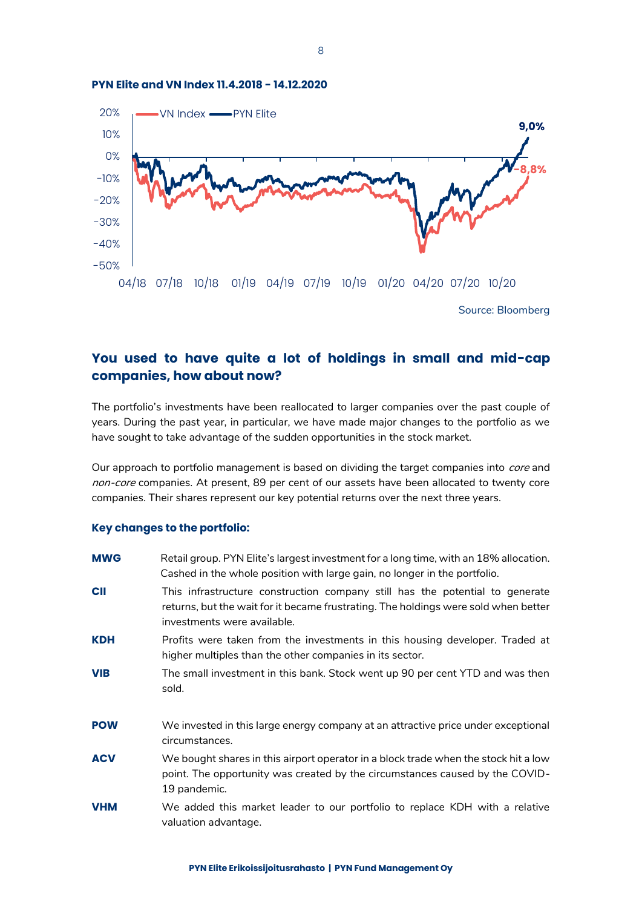**PYN Elite and VN Index 11.4.2018 - 14.12.2020**

Source: Bloomberg

## You used to have quite a lot of holdings in small and mid-cap companies, how about now?

The portfolio's investments have been reallocated to larger companies over the past couple of years. During the past year, in particular, we have made major changes to the portfolio as we have sought to take advantage of the sudden opportunities in the stock market.

Our approach to portfolio management is based on dividing the target companies into *core* and *non-core* companies. At present, 89 per cent of our assets have been allocated to twenty core companies. Their shares represent our key potential returns over the next three years.

### Key changes to the portfolio:

**MWG** Retail group. PYN Elite's largest investment for a long time, with an 18% allocation. Cashed in the whole position with large gain, no longer in the portfolio.

**CII** This infrastructure construction company still has the potential to generate returns, but the wait for it became frustrating. The holdings were sold when better investments were available.

**KDH** Profits were taken from the investments in this housing developer. Traded at higher multiples than the other companies in its sector.

**VIB** The small investment in this bank. Stock went up 90 per cent YTD and was then sold.

**POW** We invested in this large energy company at an attractive price under exceptional circumstances.

**ACV** We bought shares in this airport operator in a block trade when the stock hit a low point. The opportunity was created by the circumstances caused by the COVID-19 pandemic.

**VHM** We added this market leader to our portfolio to replace KDH with a relative valuation advantage.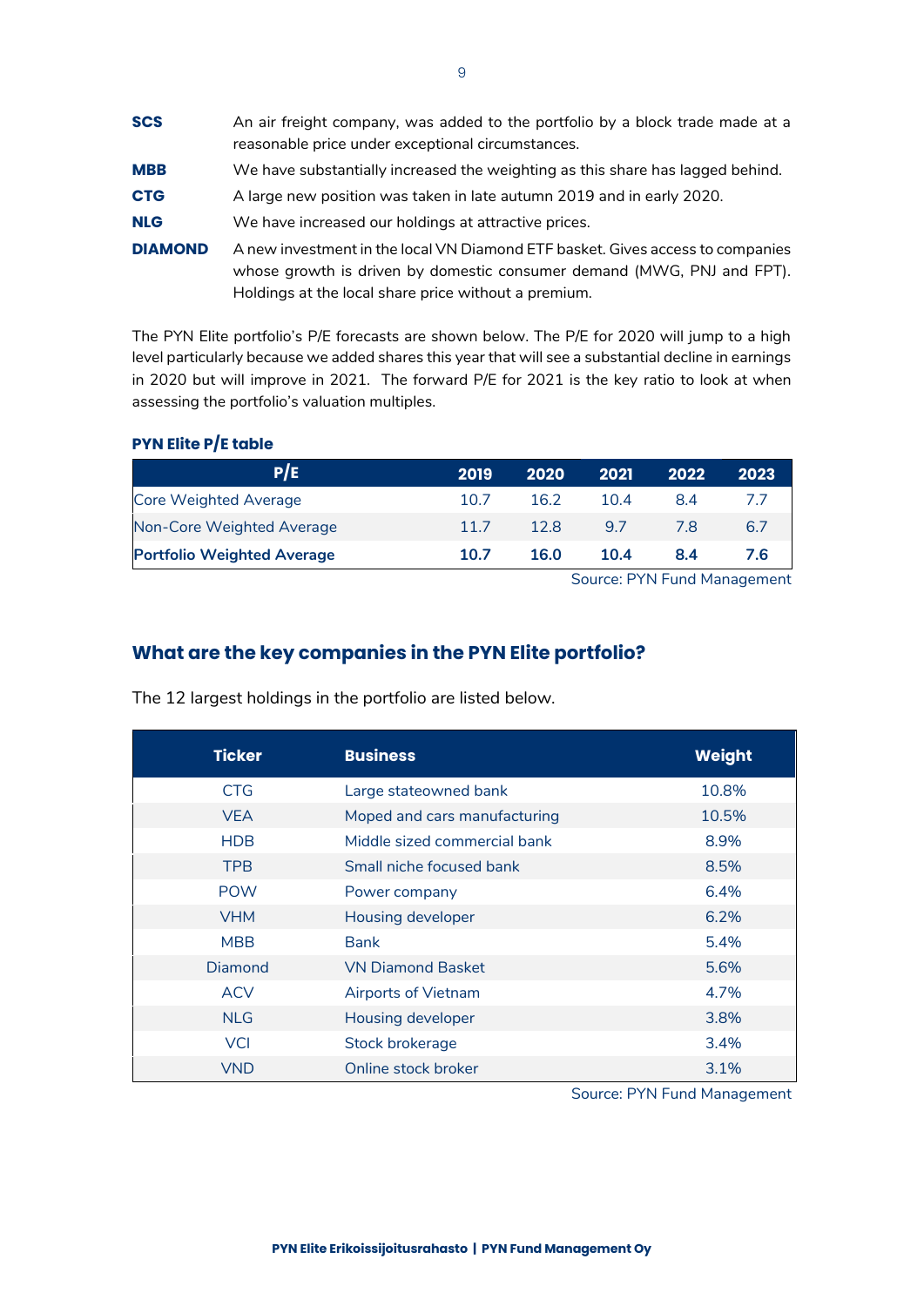**SCS** An air freight company, was added to the portfolio by a block trade made at a reasonable price under exceptional circumstances.

**MBB** We have substantially increased the weighting as this share has lagged behind.

**CTG** A large new position was taken in late autumn 2019 and in early 2020.

**NLG** We have increased our holdings at attractive prices.

**DIAMOND** A new investment in the local VN Diamond ETF basket. Gives access to companies whose growth is driven by domestic consumer demand (MWG, PNJ and FPT). Holdings at the local share price without a premium.

The PYN Elite portfolio's P/E forecasts are shown below. The P/E for 2020 will jump to a high level particularly because we added shares this year that will see a substantial decline in earnings in 2020 but will improve in 2021. The forward P/E for 2021 is the key ratio to look at when assessing the portfolio's valuation multiples.

**PYN Elite P/E table**

| P/E | 2019 | 2020 | 2021 | 2022 | 2023 |
|---|---|---|---|---|---|
| Core Weighted Average | 10.7 | 16.2 | 10.4 | 8.4 | 7.7 |
| Non-Core Weighted Average | 11.7 | 12.8 | 9.7 | 7.8 | 6.7 |
| **Portfolio Weighted Average** | **10.7** | **16.0** | **10.4** | **8.4** | **7.6** |

Source: PYN Fund Management

## What are the key companies in the PYN Elite portfolio?

The 12 largest holdings in the portfolio are listed below.

| Ticker | Business | Weight |
|---|---|---|
| CTG | Large stateowned bank | 10.8% |
| VEA | Moped and cars manufacturing | 10.5% |
| HDB | Middle sized commercial bank | 8.9% |
| TPB | Small niche focused bank | 8.5% |
| POW | Power company | 6.4% |
| VHM | Housing developer | 6.2% |
| MBB | Bank | 5.4% |
| Diamond | VN Diamond Basket | 5.6% |
| ACV | Airports of Vietnam | 4.7% |
| NLG | Housing developer | 3.8% |
| VCI | Stock brokerage | 3.4% |
| VND | Online stock broker | 3.1% |

Source: PYN Fund Management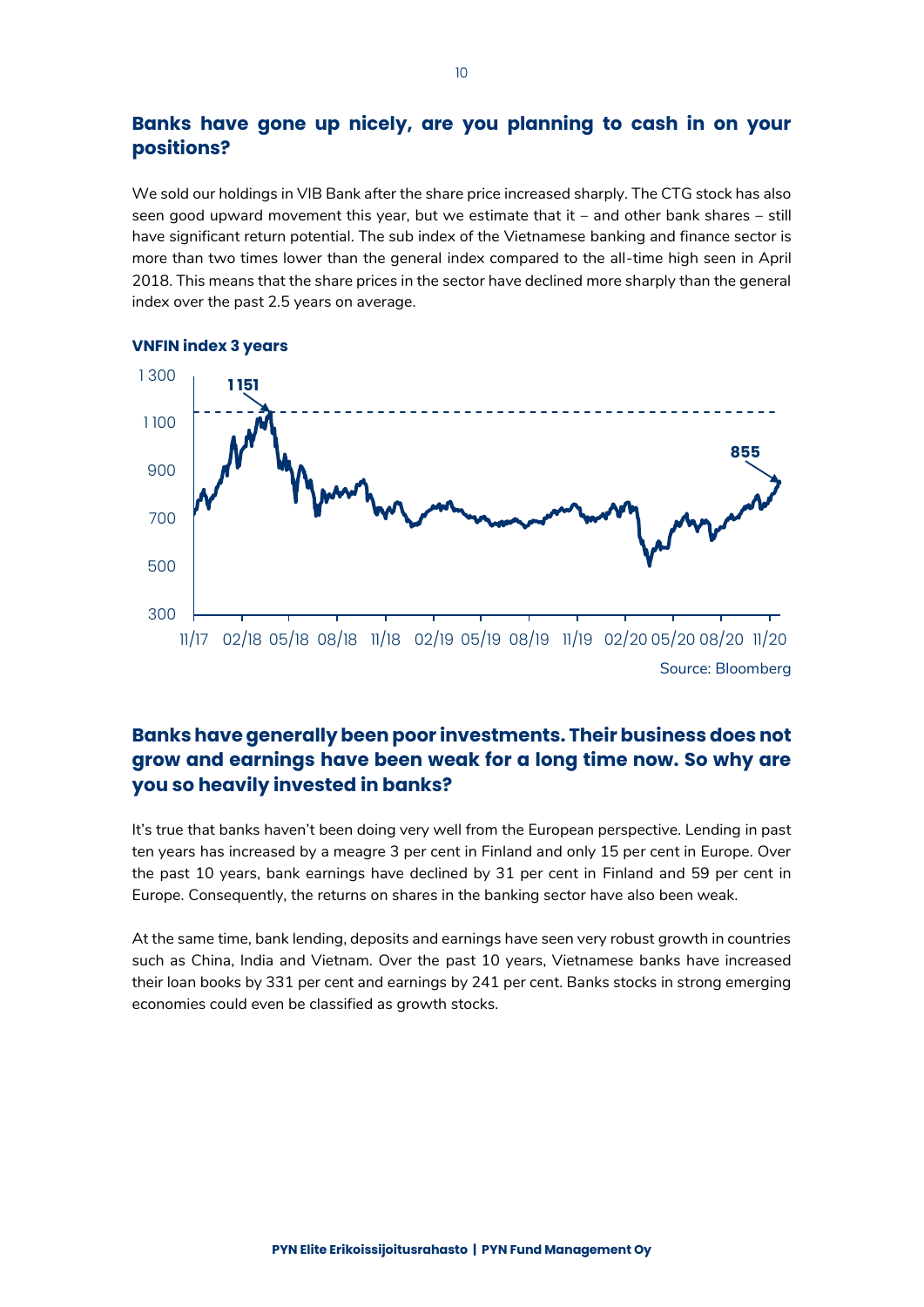## Banks have gone up nicely, are you planning to cash in on your positions?

We sold our holdings in VIB Bank after the share price increased sharply. The CTG stock has also seen good upward movement this year, but we estimate that it – and other bank shares – still have significant return potential. The sub index of the Vietnamese banking and finance sector is more than two times lower than the general index compared to the all-time high seen in April 2018. This means that the share prices in the sector have declined more sharply than the general index over the past 2.5 years on average.

**VNFIN index 3 years**

Source: Bloomberg

## Banks have generally been poor investments. Their business does not grow and earnings have been weak for a long time now. So why are you so heavily invested in banks?

It's true that banks haven't been doing very well from the European perspective. Lending in past ten years has increased by a meagre 3 per cent in Finland and only 15 per cent in Europe. Over the past 10 years, bank earnings have declined by 31 per cent in Finland and 59 per cent in Europe. Consequently, the returns on shares in the banking sector have also been weak.

At the same time, bank lending, deposits and earnings have seen very robust growth in countries such as China, India and Vietnam. Over the past 10 years, Vietnamese banks have increased their loan books by 331 per cent and earnings by 241 per cent. Banks stocks in strong emerging economies could even be classified as growth stocks.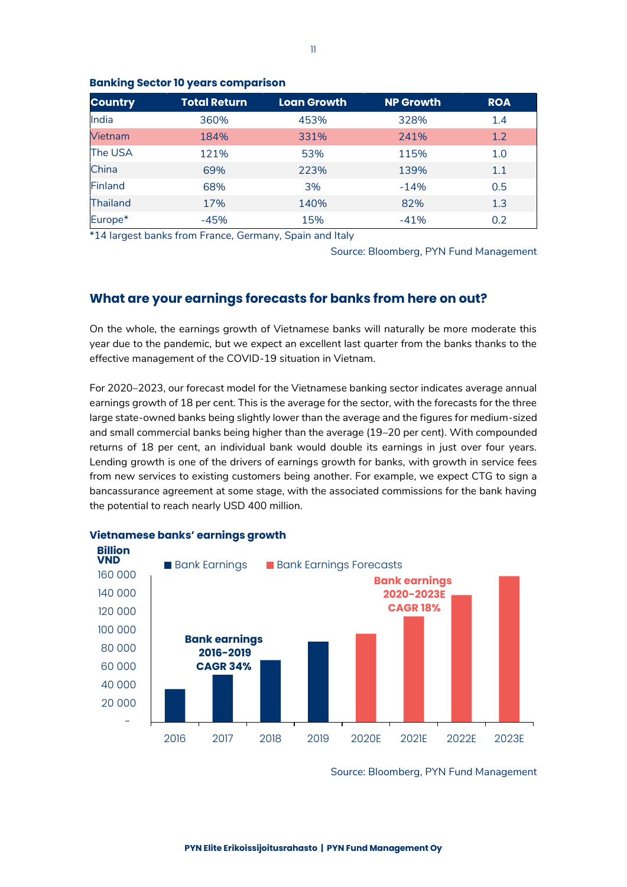**Banking Sector 10 years comparison**

| Country | Total Return | Loan Growth | NP Growth | ROA |
|---|---|---|---|---|
| India | 360% | 453% | 328% | 1.4 |
| Vietnam | 184% | 331% | 241% | 1.2 |
| The USA | 121% | 53% | 115% | 1.0 |
| China | 69% | 223% | 139% | 1.1 |
| Finland | 68% | 3% | -14% | 0.5 |
| Thailand | 17% | 140% | 82% | 1.3 |
| Europe* | -45% | 15% | -41% | 0.2 |

*14 largest banks from France, Germany, Spain and Italy

Source: Bloomberg, PYN Fund Management

## What are your earnings forecasts for banks from here on out?

On the whole, the earnings growth of Vietnamese banks will naturally be more moderate this year due to the pandemic, but we expect an excellent last quarter from the banks thanks to the effective management of the COVID-19 situation in Vietnam.

For 2020–2023, our forecast model for the Vietnamese banking sector indicates average annual earnings growth of 18 per cent. This is the average for the sector, with the forecasts for the three large state-owned banks being slightly lower than the average and the figures for medium-sized and small commercial banks being higher than the average (19–20 per cent). With compounded returns of 18 per cent, an individual bank would double its earnings in just over four years. Lending growth is one of the drivers of earnings growth for banks, with growth in service fees from new services to existing customers being another. For example, we expect CTG to sign a bancassurance agreement at some stage, with the associated commissions for the bank having the potential to reach nearly USD 400 million.

**Vietnamese banks' earnings growth**

Billion VND

Legend: Bank Earnings; Bank Earnings Forecasts

Bank earnings 2016-2019 CAGR 34%

Bank earnings 2020-2023E CAGR 18%

Y-axis: – , 20 000, 40 000, 60 000, 80 000, 100 000, 120 000, 140 000, 160 000

X-axis: 2016, 2017, 2018, 2019, 2020E, 2021E, 2022E, 2023E

Source: Bloomberg, PYN Fund Management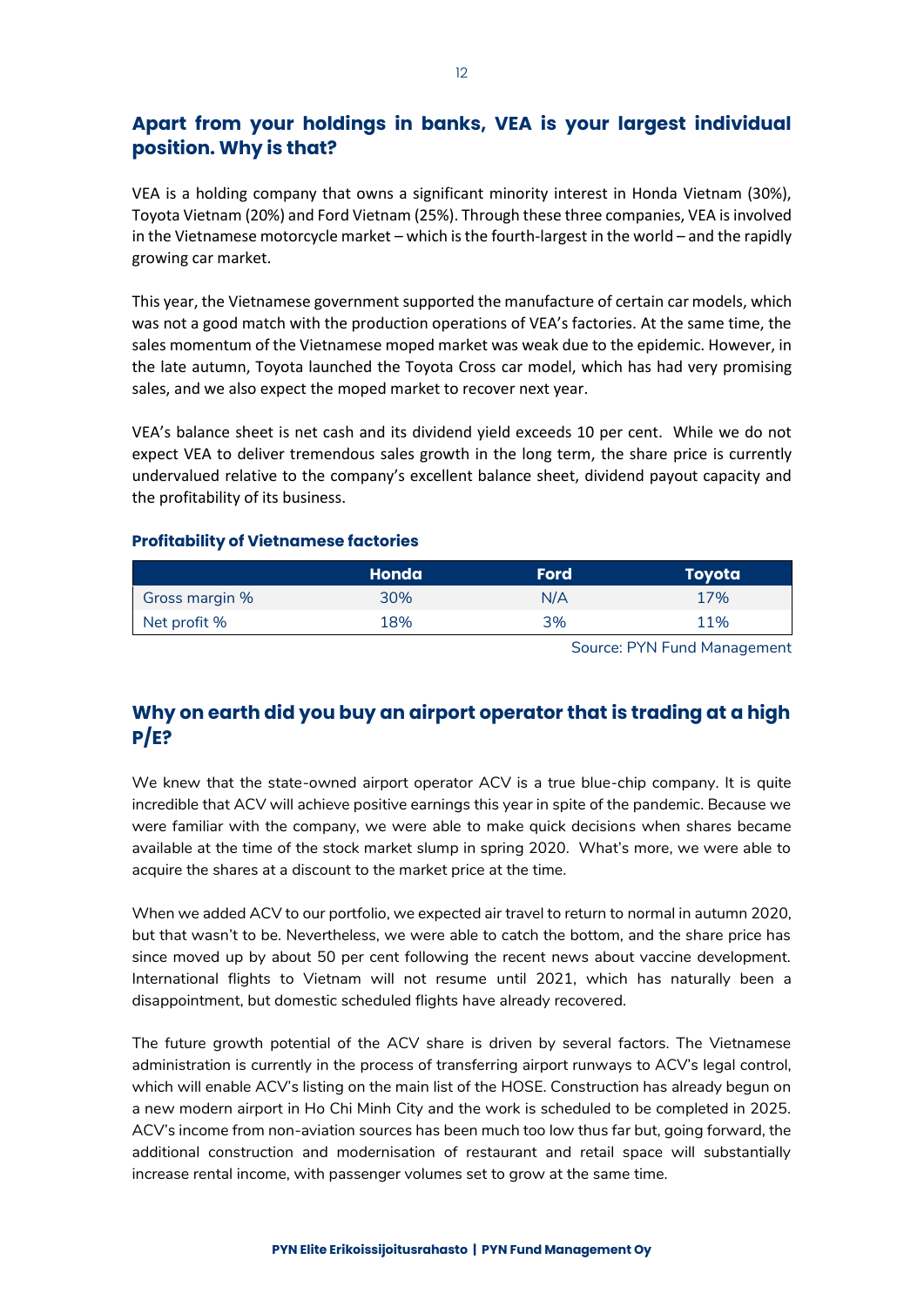## Apart from your holdings in banks, VEA is your largest individual position. Why is that?

VEA is a holding company that owns a significant minority interest in Honda Vietnam (30%), Toyota Vietnam (20%) and Ford Vietnam (25%). Through these three companies, VEA is involved in the Vietnamese motorcycle market – which is the fourth-largest in the world – and the rapidly growing car market.

This year, the Vietnamese government supported the manufacture of certain car models, which was not a good match with the production operations of VEA's factories. At the same time, the sales momentum of the Vietnamese moped market was weak due to the epidemic. However, in the late autumn, Toyota launched the Toyota Cross car model, which has had very promising sales, and we also expect the moped market to recover next year.

VEA's balance sheet is net cash and its dividend yield exceeds 10 per cent. While we do not expect VEA to deliver tremendous sales growth in the long term, the share price is currently undervalued relative to the company's excellent balance sheet, dividend payout capacity and the profitability of its business.

**Profitability of Vietnamese factories**

| | Honda | Ford | Toyota |
|---|---|---|---|
| Gross margin % | 30% | N/A | 17% |
| Net profit % | 18% | 3% | 11% |

Source: PYN Fund Management

## Why on earth did you buy an airport operator that is trading at a high P/E?

We knew that the state-owned airport operator ACV is a true blue-chip company. It is quite incredible that ACV will achieve positive earnings this year in spite of the pandemic. Because we were familiar with the company, we were able to make quick decisions when shares became available at the time of the stock market slump in spring 2020. What's more, we were able to acquire the shares at a discount to the market price at the time.

When we added ACV to our portfolio, we expected air travel to return to normal in autumn 2020, but that wasn't to be. Nevertheless, we were able to catch the bottom, and the share price has since moved up by about 50 per cent following the recent news about vaccine development. International flights to Vietnam will not resume until 2021, which has naturally been a disappointment, but domestic scheduled flights have already recovered.

The future growth potential of the ACV share is driven by several factors. The Vietnamese administration is currently in the process of transferring airport runways to ACV's legal control, which will enable ACV's listing on the main list of the HOSE. Construction has already begun on a new modern airport in Ho Chi Minh City and the work is scheduled to be completed in 2025. ACV's income from non-aviation sources has been much too low thus far but, going forward, the additional construction and modernisation of restaurant and retail space will substantially increase rental income, with passenger volumes set to grow at the same time.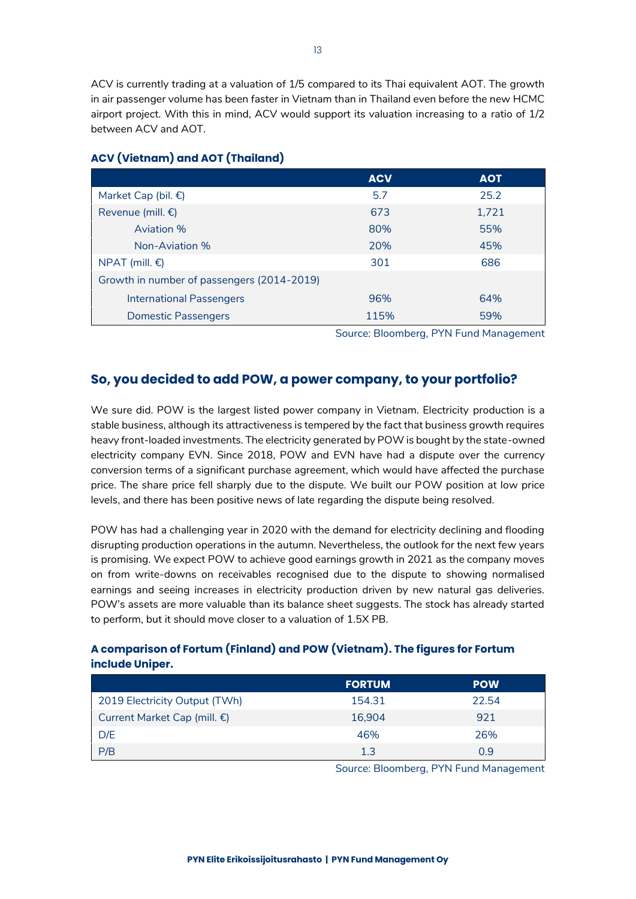ACV is currently trading at a valuation of 1/5 compared to its Thai equivalent AOT. The growth in air passenger volume has been faster in Vietnam than in Thailand even before the new HCMC airport project. With this in mind, ACV would support its valuation increasing to a ratio of 1/2 between ACV and AOT.

### ACV (Vietnam) and AOT (Thailand)

| | ACV | AOT |
|---|---|---|
| Market Cap (bil. €) | 5.7 | 25.2 |
| Revenue (mill. €) | 673 | 1,721 |
| Aviation % | 80% | 55% |
| Non-Aviation % | 20% | 45% |
| NPAT (mill. €) | 301 | 686 |
| Growth in number of passengers (2014-2019) | | |
| International Passengers | 96% | 64% |
| Domestic Passengers | 115% | 59% |

Source: Bloomberg, PYN Fund Management

## So, you decided to add POW, a power company, to your portfolio?

We sure did. POW is the largest listed power company in Vietnam. Electricity production is a stable business, although its attractiveness is tempered by the fact that business growth requires heavy front-loaded investments. The electricity generated by POW is bought by the state-owned electricity company EVN. Since 2018, POW and EVN have had a dispute over the currency conversion terms of a significant purchase agreement, which would have affected the purchase price. The share price fell sharply due to the dispute. We built our POW position at low price levels, and there has been positive news of late regarding the dispute being resolved.

POW has had a challenging year in 2020 with the demand for electricity declining and flooding disrupting production operations in the autumn. Nevertheless, the outlook for the next few years is promising. We expect POW to achieve good earnings growth in 2021 as the company moves on from write-downs on receivables recognised due to the dispute to showing normalised earnings and seeing increases in electricity production driven by new natural gas deliveries. POW's assets are more valuable than its balance sheet suggests. The stock has already started to perform, but it should move closer to a valuation of 1.5X PB.

### A comparison of Fortum (Finland) and POW (Vietnam). The figures for Fortum include Uniper.

| | FORTUM | POW |
|---|---|---|
| 2019 Electricity Output (TWh) | 154.31 | 22.54 |
| Current Market Cap (mill. €) | 16,904 | 921 |
| D/E | 46% | 26% |
| P/B | 1.3 | 0.9 |

Source: Bloomberg, PYN Fund Management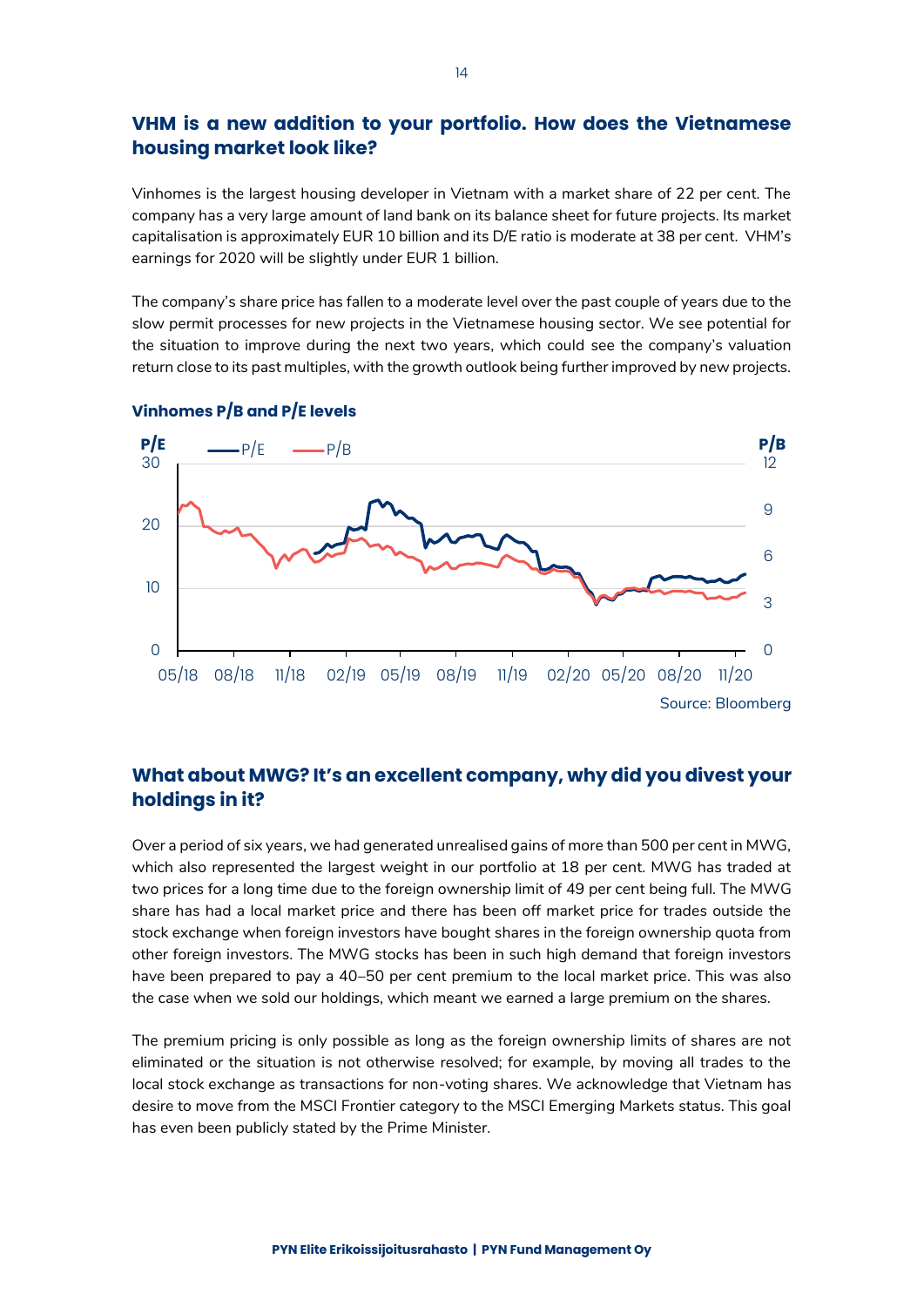## VHM is a new addition to your portfolio. How does the Vietnamese housing market look like?

Vinhomes is the largest housing developer in Vietnam with a market share of 22 per cent. The company has a very large amount of land bank on its balance sheet for future projects. Its market capitalisation is approximately EUR 10 billion and its D/E ratio is moderate at 38 per cent. VHM's earnings for 2020 will be slightly under EUR 1 billion.

The company's share price has fallen to a moderate level over the past couple of years due to the slow permit processes for new projects in the Vietnamese housing sector. We see potential for the situation to improve during the next two years, which could see the company's valuation return close to its past multiples, with the growth outlook being further improved by new projects.

**Vinhomes P/B and P/E levels**

Source: Bloomberg

## What about MWG? It's an excellent company, why did you divest your holdings in it?

Over a period of six years, we had generated unrealised gains of more than 500 per cent in MWG, which also represented the largest weight in our portfolio at 18 per cent. MWG has traded at two prices for a long time due to the foreign ownership limit of 49 per cent being full. The MWG share has had a local market price and there has been off market price for trades outside the stock exchange when foreign investors have bought shares in the foreign ownership quota from other foreign investors. The MWG stocks has been in such high demand that foreign investors have been prepared to pay a 40–50 per cent premium to the local market price. This was also the case when we sold our holdings, which meant we earned a large premium on the shares.

The premium pricing is only possible as long as the foreign ownership limits of shares are not eliminated or the situation is not otherwise resolved; for example, by moving all trades to the local stock exchange as transactions for non-voting shares. We acknowledge that Vietnam has desire to move from the MSCI Frontier category to the MSCI Emerging Markets status. This goal has even been publicly stated by the Prime Minister.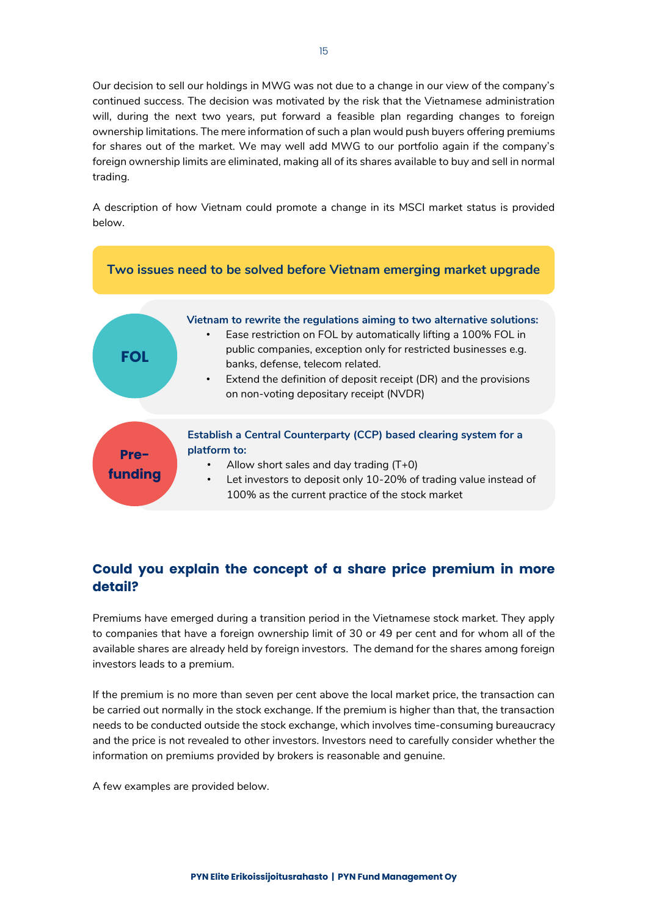Our decision to sell our holdings in MWG was not due to a change in our view of the company's continued success. The decision was motivated by the risk that the Vietnamese administration will, during the next two years, put forward a feasible plan regarding changes to foreign ownership limitations. The mere information of such a plan would push buyers offering premiums for shares out of the market. We may well add MWG to our portfolio again if the company's foreign ownership limits are eliminated, making all of its shares available to buy and sell in normal trading.

A description of how Vietnam could promote a change in its MSCI market status is provided below.

**Two issues need to be solved before Vietnam emerging market upgrade**

**FOL**

**Vietnam to rewrite the regulations aiming to two alternative solutions:**

- Ease restriction on FOL by automatically lifting a 100% FOL in public companies, exception only for restricted businesses e.g. banks, defense, telecom related.
- Extend the definition of deposit receipt (DR) and the provisions on non-voting depositary receipt (NVDR)

**Pre-funding**

**Establish a Central Counterparty (CCP) based clearing system for a platform to:**

- Allow short sales and day trading (T+0)
- Let investors to deposit only 10-20% of trading value instead of 100% as the current practice of the stock market

## Could you explain the concept of a share price premium in more detail?

Premiums have emerged during a transition period in the Vietnamese stock market. They apply to companies that have a foreign ownership limit of 30 or 49 per cent and for whom all of the available shares are already held by foreign investors. The demand for the shares among foreign investors leads to a premium.

If the premium is no more than seven per cent above the local market price, the transaction can be carried out normally in the stock exchange. If the premium is higher than that, the transaction needs to be conducted outside the stock exchange, which involves time-consuming bureaucracy and the price is not revealed to other investors. Investors need to carefully consider whether the information on premiums provided by brokers is reasonable and genuine.

A few examples are provided below.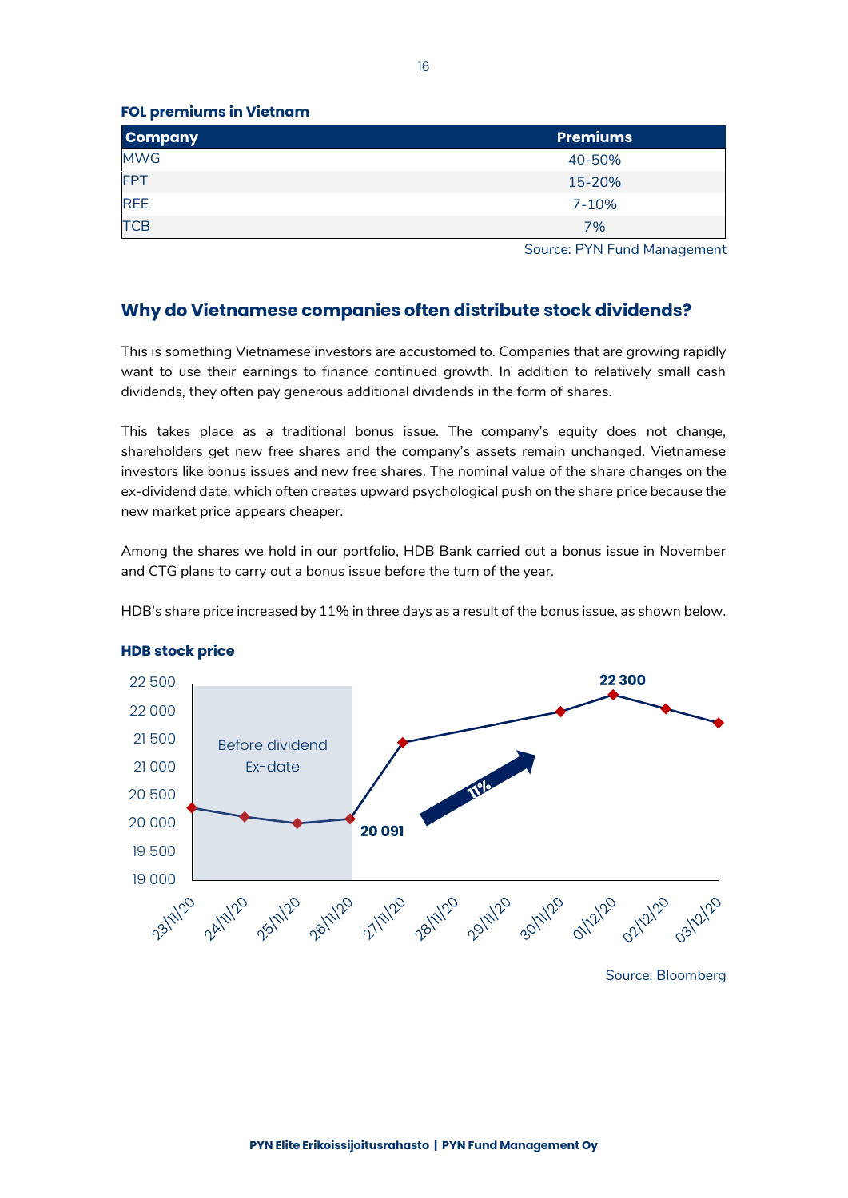**FOL premiums in Vietnam**

| Company | Premiums |
|---|---|
| MWG | 40-50% |
| FPT | 15-20% |
| REE | 7-10% |
| TCB | 7% |

Source: PYN Fund Management

## Why do Vietnamese companies often distribute stock dividends?

This is something Vietnamese investors are accustomed to. Companies that are growing rapidly want to use their earnings to finance continued growth. In addition to relatively small cash dividends, they often pay generous additional dividends in the form of shares.

This takes place as a traditional bonus issue. The company's equity does not change, shareholders get new free shares and the company's assets remain unchanged. Vietnamese investors like bonus issues and new free shares. The nominal value of the share changes on the ex-dividend date, which often creates upward psychological push on the share price because the new market price appears cheaper.

Among the shares we hold in our portfolio, HDB Bank carried out a bonus issue in November and CTG plans to carry out a bonus issue before the turn of the year.

HDB's share price increased by 11% in three days as a result of the bonus issue, as shown below.

**HDB stock price**

Before dividend Ex-date

20 091

11%

22 300

Source: Bloomberg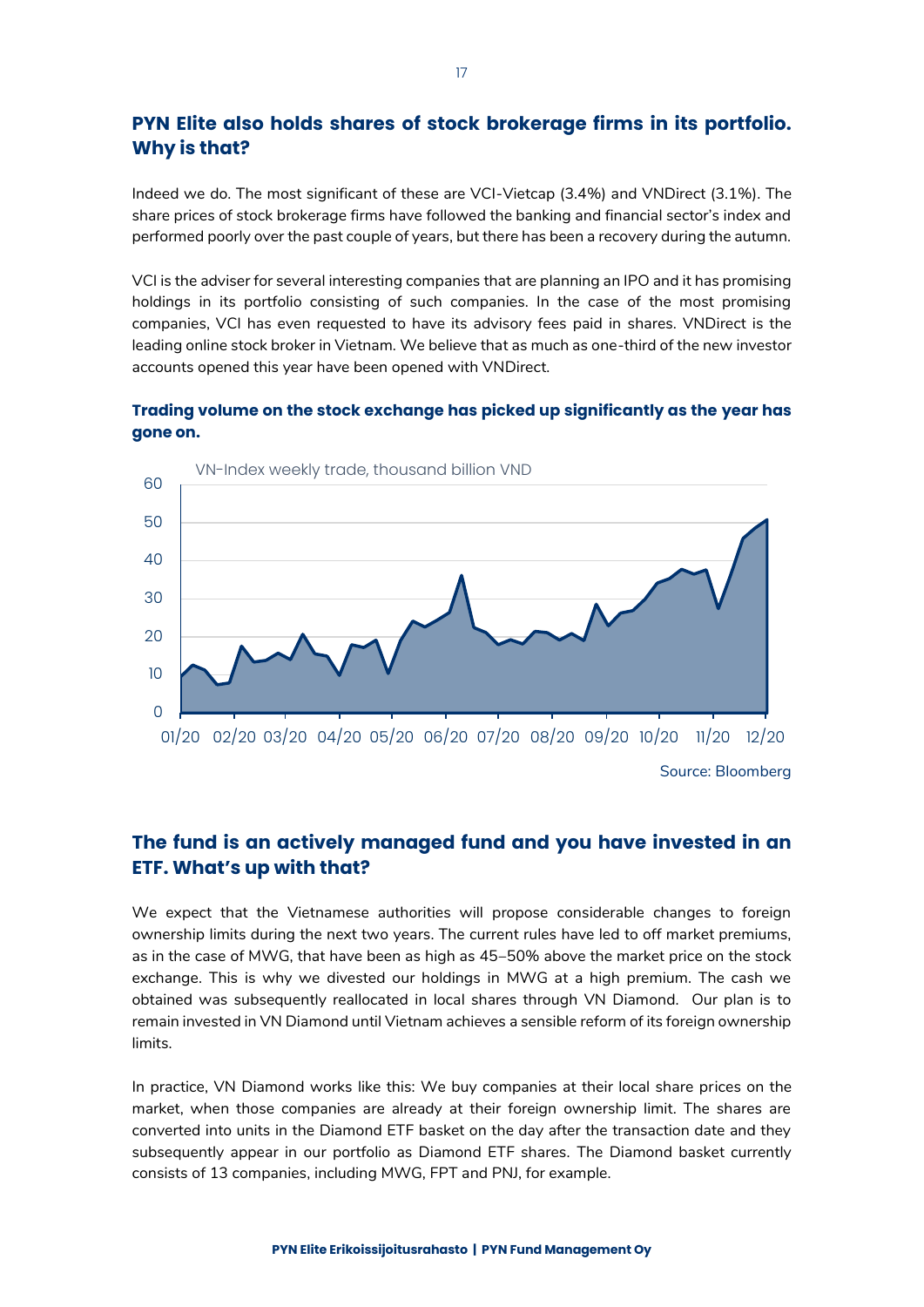## PYN Elite also holds shares of stock brokerage firms in its portfolio. Why is that?

Indeed we do. The most significant of these are VCI-Vietcap (3.4%) and VNDirect (3.1%). The share prices of stock brokerage firms have followed the banking and financial sector's index and performed poorly over the past couple of years, but there has been a recovery during the autumn.

VCI is the adviser for several interesting companies that are planning an IPO and it has promising holdings in its portfolio consisting of such companies. In the case of the most promising companies, VCI has even requested to have its advisory fees paid in shares. VNDirect is the leading online stock broker in Vietnam. We believe that as much as one-third of the new investor accounts opened this year have been opened with VNDirect.

**Trading volume on the stock exchange has picked up significantly as the year has gone on.**

VN-Index weekly trade, thousand billion VND

Source: Bloomberg

## The fund is an actively managed fund and you have invested in an ETF. What's up with that?

We expect that the Vietnamese authorities will propose considerable changes to foreign ownership limits during the next two years. The current rules have led to off market premiums, as in the case of MWG, that have been as high as 45–50% above the market price on the stock exchange. This is why we divested our holdings in MWG at a high premium. The cash we obtained was subsequently reallocated in local shares through VN Diamond. Our plan is to remain invested in VN Diamond until Vietnam achieves a sensible reform of its foreign ownership limits.

In practice, VN Diamond works like this: We buy companies at their local share prices on the market, when those companies are already at their foreign ownership limit. The shares are converted into units in the Diamond ETF basket on the day after the transaction date and they subsequently appear in our portfolio as Diamond ETF shares. The Diamond basket currently consists of 13 companies, including MWG, FPT and PNJ, for example.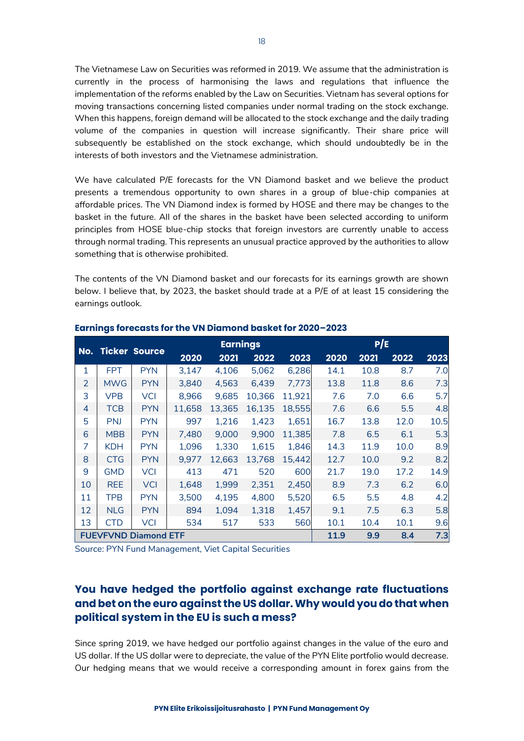The Vietnamese Law on Securities was reformed in 2019. We assume that the administration is currently in the process of harmonising the laws and regulations that influence the implementation of the reforms enabled by the Law on Securities. Vietnam has several options for moving transactions concerning listed companies under normal trading on the stock exchange. When this happens, foreign demand will be allocated to the stock exchange and the daily trading volume of the companies in question will increase significantly. Their share price will subsequently be established on the stock exchange, which should undoubtedly be in the interests of both investors and the Vietnamese administration.

We have calculated P/E forecasts for the VN Diamond basket and we believe the product presents a tremendous opportunity to own shares in a group of blue-chip companies at affordable prices. The VN Diamond index is formed by HOSE and there may be changes to the basket in the future. All of the shares in the basket have been selected according to uniform principles from HOSE blue-chip stocks that foreign investors are currently unable to access through normal trading. This represents an unusual practice approved by the authorities to allow something that is otherwise prohibited.

The contents of the VN Diamond basket and our forecasts for its earnings growth are shown below. I believe that, by 2023, the basket should trade at a P/E of at least 15 considering the earnings outlook.

**Earnings forecasts for the VN Diamond basket for 2020–2023**

| No. | Ticker | Source | Earnings | | | | P/E | | | |
|---|---|---|---|---|---|---|---|---|---|---|
| | | | 2020 | 2021 | 2022 | 2023 | 2020 | 2021 | 2022 | 2023 |
| 1 | FPT | PYN | 3,147 | 4,106 | 5,062 | 6,286 | 14.1 | 10.8 | 8.7 | 7.0 |
| 2 | MWG | PYN | 3,840 | 4,563 | 6,439 | 7,773 | 13.8 | 11.8 | 8.6 | 7.3 |
| 3 | VPB | VCI | 8,966 | 9,685 | 10,366 | 11,921 | 7.6 | 7.0 | 6.6 | 5.7 |
| 4 | TCB | PYN | 11,658 | 13,365 | 16,135 | 18,555 | 7.6 | 6.6 | 5.5 | 4.8 |
| 5 | PNJ | PYN | 997 | 1,216 | 1,423 | 1,651 | 16.7 | 13.8 | 12.0 | 10.5 |
| 6 | MBB | PYN | 7,480 | 9,000 | 9,900 | 11,385 | 7.8 | 6.5 | 6.1 | 5.3 |
| 7 | KDH | PYN | 1,096 | 1,330 | 1,615 | 1,846 | 14.3 | 11.9 | 10.0 | 8.9 |
| 8 | CTG | PYN | 9,977 | 12,663 | 13,768 | 15,442 | 12.7 | 10.0 | 9.2 | 8.2 |
| 9 | GMD | VCI | 413 | 471 | 520 | 600 | 21.7 | 19.0 | 17.2 | 14.9 |
| 10 | REE | VCI | 1,648 | 1,999 | 2,351 | 2,450 | 8.9 | 7.3 | 6.2 | 6.0 |
| 11 | TPB | PYN | 3,500 | 4,195 | 4,800 | 5,520 | 6.5 | 5.5 | 4.8 | 4.2 |
| 12 | NLG | PYN | 894 | 1,094 | 1,318 | 1,457 | 9.1 | 7.5 | 6.3 | 5.8 |
| 13 | CTD | VCI | 534 | 517 | 533 | 560 | 10.1 | 10.4 | 10.1 | 9.6 |
| **FUEVFVND Diamond ETF** | | | | | | | **11.9** | **9.9** | **8.4** | **7.3** |

Source: PYN Fund Management, Viet Capital Securities

## You have hedged the portfolio against exchange rate fluctuations and bet on the euro against the US dollar. Why would you do that when political system in the EU is such a mess?

Since spring 2019, we have hedged our portfolio against changes in the value of the euro and US dollar. If the US dollar were to depreciate, the value of the PYN Elite portfolio would decrease. Our hedging means that we would receive a corresponding amount in forex gains from the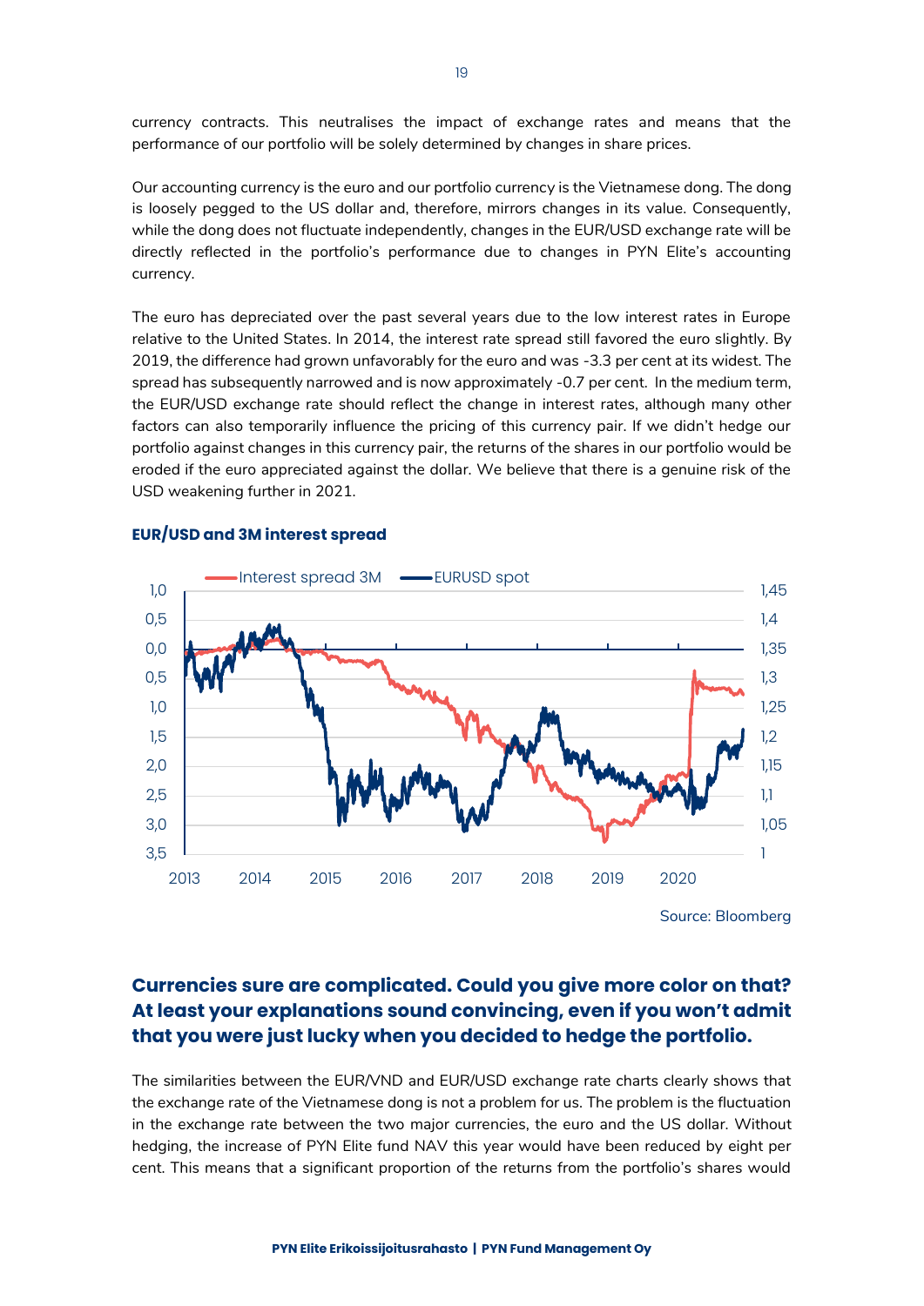currency contracts. This neutralises the impact of exchange rates and means that the performance of our portfolio will be solely determined by changes in share prices.

Our accounting currency is the euro and our portfolio currency is the Vietnamese dong. The dong is loosely pegged to the US dollar and, therefore, mirrors changes in its value. Consequently, while the dong does not fluctuate independently, changes in the EUR/USD exchange rate will be directly reflected in the portfolio's performance due to changes in PYN Elite's accounting currency.

The euro has depreciated over the past several years due to the low interest rates in Europe relative to the United States. In 2014, the interest rate spread still favored the euro slightly. By 2019, the difference had grown unfavorably for the euro and was -3.3 per cent at its widest. The spread has subsequently narrowed and is now approximately -0.7 per cent. In the medium term, the EUR/USD exchange rate should reflect the change in interest rates, although many other factors can also temporarily influence the pricing of this currency pair. If we didn't hedge our portfolio against changes in this currency pair, the returns of the shares in our portfolio would be eroded if the euro appreciated against the dollar. We believe that there is a genuine risk of the USD weakening further in 2021.

**EUR/USD and 3M interest spread**

Interest spread 3M — EURUSD spot

Source: Bloomberg

## Currencies sure are complicated. Could you give more color on that? At least your explanations sound convincing, even if you won't admit that you were just lucky when you decided to hedge the portfolio.

The similarities between the EUR/VND and EUR/USD exchange rate charts clearly shows that the exchange rate of the Vietnamese dong is not a problem for us. The problem is the fluctuation in the exchange rate between the two major currencies, the euro and the US dollar. Without hedging, the increase of PYN Elite fund NAV this year would have been reduced by eight per cent. This means that a significant proportion of the returns from the portfolio's shares would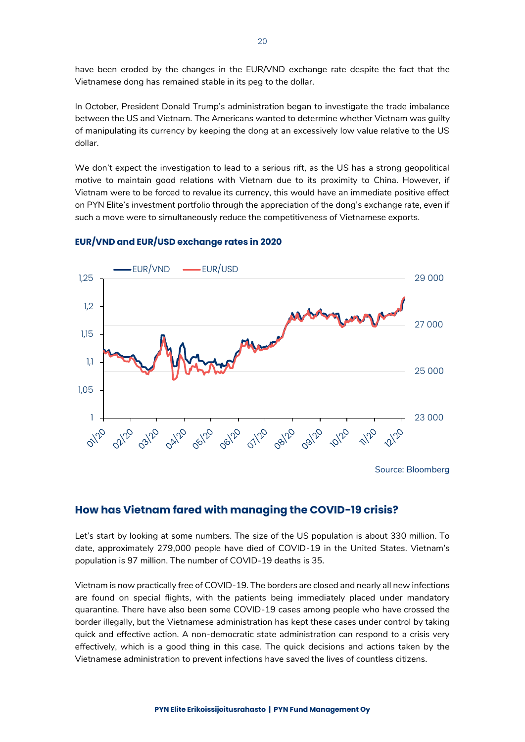have been eroded by the changes in the EUR/VND exchange rate despite the fact that the Vietnamese dong has remained stable in its peg to the dollar.

In October, President Donald Trump's administration began to investigate the trade imbalance between the US and Vietnam. The Americans wanted to determine whether Vietnam was guilty of manipulating its currency by keeping the dong at an excessively low value relative to the US dollar.

We don't expect the investigation to lead to a serious rift, as the US has a strong geopolitical motive to maintain good relations with Vietnam due to its proximity to China. However, if Vietnam were to be forced to revalue its currency, this would have an immediate positive effect on PYN Elite's investment portfolio through the appreciation of the dong's exchange rate, even if such a move were to simultaneously reduce the competitiveness of Vietnamese exports.

**EUR/VND and EUR/USD exchange rates in 2020**

Source: Bloomberg

## How has Vietnam fared with managing the COVID-19 crisis?

Let's start by looking at some numbers. The size of the US population is about 330 million. To date, approximately 279,000 people have died of COVID-19 in the United States. Vietnam's population is 97 million. The number of COVID-19 deaths is 35.

Vietnam is now practically free of COVID-19. The borders are closed and nearly all new infections are found on special flights, with the patients being immediately placed under mandatory quarantine. There have also been some COVID-19 cases among people who have crossed the border illegally, but the Vietnamese administration has kept these cases under control by taking quick and effective action. A non-democratic state administration can respond to a crisis very effectively, which is a good thing in this case. The quick decisions and actions taken by the Vietnamese administration to prevent infections have saved the lives of countless citizens.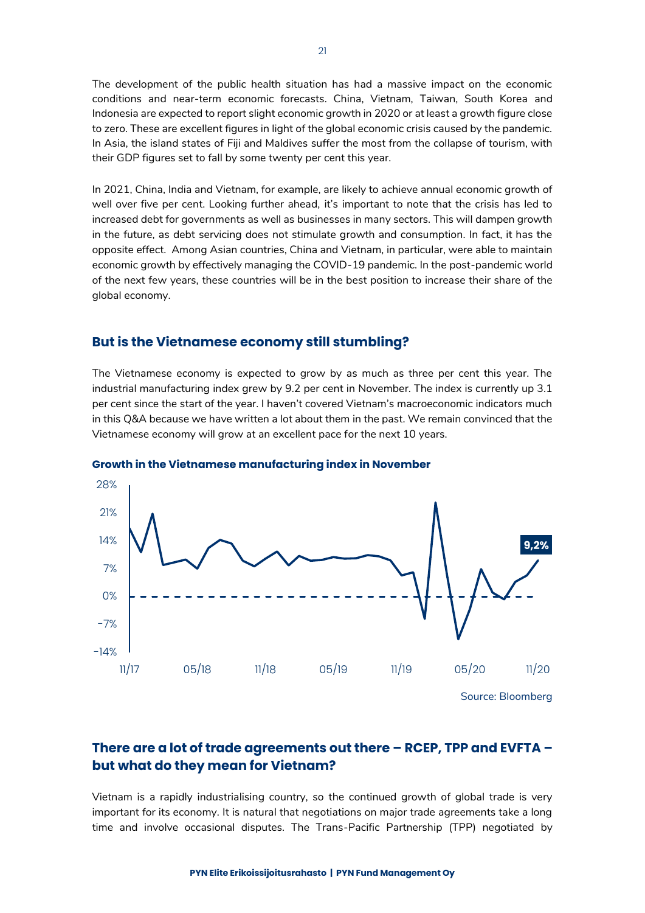The development of the public health situation has had a massive impact on the economic conditions and near-term economic forecasts. China, Vietnam, Taiwan, South Korea and Indonesia are expected to report slight economic growth in 2020 or at least a growth figure close to zero. These are excellent figures in light of the global economic crisis caused by the pandemic. In Asia, the island states of Fiji and Maldives suffer the most from the collapse of tourism, with their GDP figures set to fall by some twenty per cent this year.

In 2021, China, India and Vietnam, for example, are likely to achieve annual economic growth of well over five per cent. Looking further ahead, it's important to note that the crisis has led to increased debt for governments as well as businesses in many sectors. This will dampen growth in the future, as debt servicing does not stimulate growth and consumption. In fact, it has the opposite effect. Among Asian countries, China and Vietnam, in particular, were able to maintain economic growth by effectively managing the COVID-19 pandemic. In the post-pandemic world of the next few years, these countries will be in the best position to increase their share of the global economy.

## But is the Vietnamese economy still stumbling?

The Vietnamese economy is expected to grow by as much as three per cent this year. The industrial manufacturing index grew by 9.2 per cent in November. The index is currently up 3.1 per cent since the start of the year. I haven't covered Vietnam's macroeconomic indicators much in this Q&A because we have written a lot about them in the past. We remain convinced that the Vietnamese economy will grow at an excellent pace for the next 10 years.

**Growth in the Vietnamese manufacturing index in November**

Source: Bloomberg

## There are a lot of trade agreements out there – RCEP, TPP and EVFTA – but what do they mean for Vietnam?

Vietnam is a rapidly industrialising country, so the continued growth of global trade is very important for its economy. It is natural that negotiations on major trade agreements take a long time and involve occasional disputes. The Trans-Pacific Partnership (TPP) negotiated by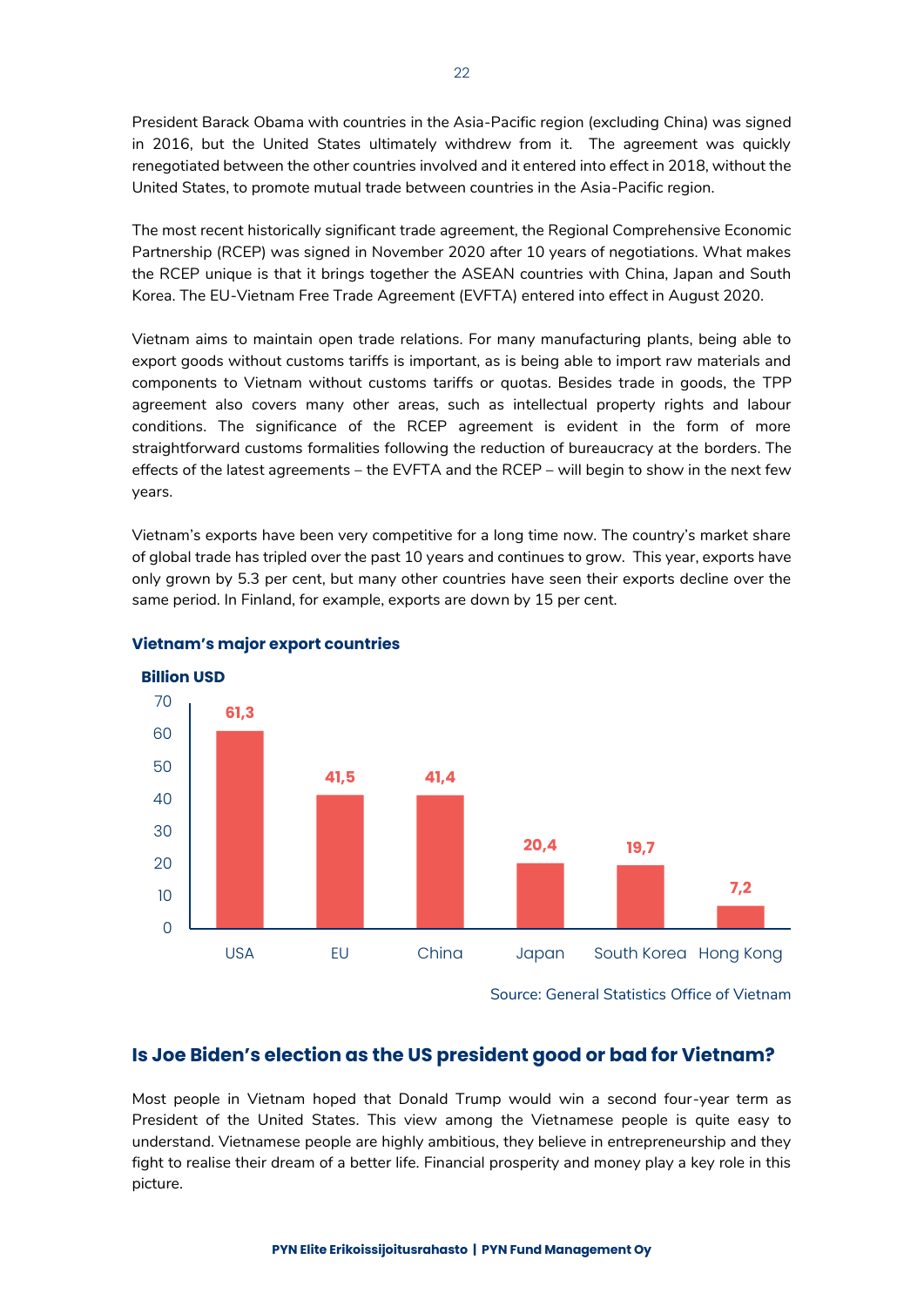President Barack Obama with countries in the Asia-Pacific region (excluding China) was signed in 2016, but the United States ultimately withdrew from it. The agreement was quickly renegotiated between the other countries involved and it entered into effect in 2018, without the United States, to promote mutual trade between countries in the Asia-Pacific region.

The most recent historically significant trade agreement, the Regional Comprehensive Economic Partnership (RCEP) was signed in November 2020 after 10 years of negotiations. What makes the RCEP unique is that it brings together the ASEAN countries with China, Japan and South Korea. The EU-Vietnam Free Trade Agreement (EVFTA) entered into effect in August 2020.

Vietnam aims to maintain open trade relations. For many manufacturing plants, being able to export goods without customs tariffs is important, as is being able to import raw materials and components to Vietnam without customs tariffs or quotas. Besides trade in goods, the TPP agreement also covers many other areas, such as intellectual property rights and labour conditions. The significance of the RCEP agreement is evident in the form of more straightforward customs formalities following the reduction of bureaucracy at the borders. The effects of the latest agreements – the EVFTA and the RCEP – will begin to show in the next few years.

Vietnam's exports have been very competitive for a long time now. The country's market share of global trade has tripled over the past 10 years and continues to grow. This year, exports have only grown by 5.3 per cent, but many other countries have seen their exports decline over the same period. In Finland, for example, exports are down by 15 per cent.

**Vietnam's major export countries**

**Billion USD**

| Country | Billion USD |
|---|---|
| USA | 61,3 |
| EU | 41,5 |
| China | 41,4 |
| Japan | 20,4 |
| South Korea | 19,7 |
| Hong Kong | 7,2 |

Source: General Statistics Office of Vietnam

## Is Joe Biden's election as the US president good or bad for Vietnam?

Most people in Vietnam hoped that Donald Trump would win a second four-year term as President of the United States. This view among the Vietnamese people is quite easy to understand. Vietnamese people are highly ambitious, they believe in entrepreneurship and they fight to realise their dream of a better life. Financial prosperity and money play a key role in this picture.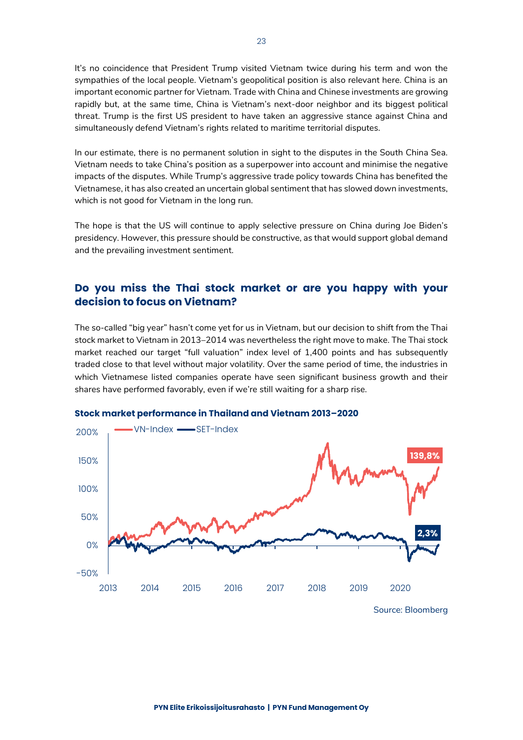It's no coincidence that President Trump visited Vietnam twice during his term and won the sympathies of the local people. Vietnam's geopolitical position is also relevant here. China is an important economic partner for Vietnam. Trade with China and Chinese investments are growing rapidly but, at the same time, China is Vietnam's next-door neighbor and its biggest political threat. Trump is the first US president to have taken an aggressive stance against China and simultaneously defend Vietnam's rights related to maritime territorial disputes.

In our estimate, there is no permanent solution in sight to the disputes in the South China Sea. Vietnam needs to take China's position as a superpower into account and minimise the negative impacts of the disputes. While Trump's aggressive trade policy towards China has benefited the Vietnamese, it has also created an uncertain global sentiment that has slowed down investments, which is not good for Vietnam in the long run.

The hope is that the US will continue to apply selective pressure on China during Joe Biden's presidency. However, this pressure should be constructive, as that would support global demand and the prevailing investment sentiment.

## Do you miss the Thai stock market or are you happy with your decision to focus on Vietnam?

The so-called "big year" hasn't come yet for us in Vietnam, but our decision to shift from the Thai stock market to Vietnam in 2013–2014 was nevertheless the right move to make. The Thai stock market reached our target "full valuation" index level of 1,400 points and has subsequently traded close to that level without major volatility. Over the same period of time, the industries in which Vietnamese listed companies operate have seen significant business growth and their shares have performed favorably, even if we're still waiting for a sharp rise.

**Stock market performance in Thailand and Vietnam 2013–2020**

VN-Index: 139,8%
SET-Index: 2,3%

Source: Bloomberg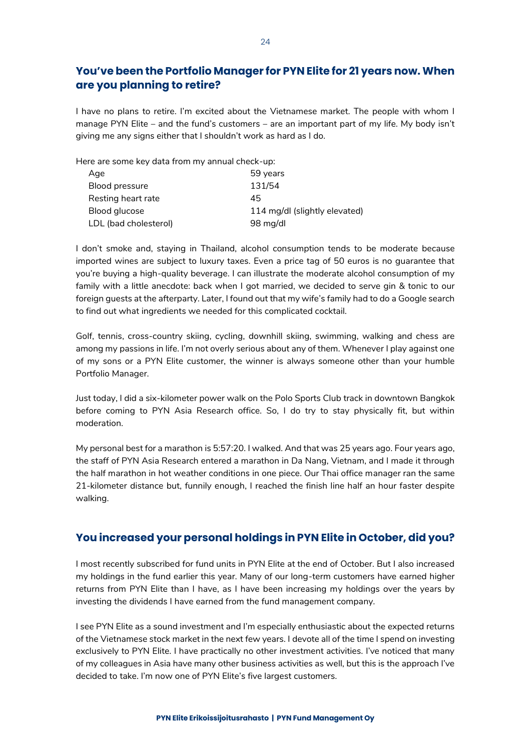## You've been the Portfolio Manager for PYN Elite for 21 years now. When are you planning to retire?

I have no plans to retire. I'm excited about the Vietnamese market. The people with whom I manage PYN Elite – and the fund's customers – are an important part of my life. My body isn't giving me any signs either that I shouldn't work as hard as I do.

Here are some key data from my annual check-up:

| | |
|---|---|
| Age | 59 years |
| Blood pressure | 131/54 |
| Resting heart rate | 45 |
| Blood glucose | 114 mg/dl (slightly elevated) |
| LDL (bad cholesterol) | 98 mg/dl |

I don't smoke and, staying in Thailand, alcohol consumption tends to be moderate because imported wines are subject to luxury taxes. Even a price tag of 50 euros is no guarantee that you're buying a high-quality beverage. I can illustrate the moderate alcohol consumption of my family with a little anecdote: back when I got married, we decided to serve gin & tonic to our foreign guests at the afterparty. Later, I found out that my wife's family had to do a Google search to find out what ingredients we needed for this complicated cocktail.

Golf, tennis, cross-country skiing, cycling, downhill skiing, swimming, walking and chess are among my passions in life. I'm not overly serious about any of them. Whenever I play against one of my sons or a PYN Elite customer, the winner is always someone other than your humble Portfolio Manager.

Just today, I did a six-kilometer power walk on the Polo Sports Club track in downtown Bangkok before coming to PYN Asia Research office. So, I do try to stay physically fit, but within moderation.

My personal best for a marathon is 5:57:20. I walked. And that was 25 years ago. Four years ago, the staff of PYN Asia Research entered a marathon in Da Nang, Vietnam, and I made it through the half marathon in hot weather conditions in one piece. Our Thai office manager ran the same 21-kilometer distance but, funnily enough, I reached the finish line half an hour faster despite walking.

## You increased your personal holdings in PYN Elite in October, did you?

I most recently subscribed for fund units in PYN Elite at the end of October. But I also increased my holdings in the fund earlier this year. Many of our long-term customers have earned higher returns from PYN Elite than I have, as I have been increasing my holdings over the years by investing the dividends I have earned from the fund management company.

I see PYN Elite as a sound investment and I'm especially enthusiastic about the expected returns of the Vietnamese stock market in the next few years. I devote all of the time I spend on investing exclusively to PYN Elite. I have practically no other investment activities. I've noticed that many of my colleagues in Asia have many other business activities as well, but this is the approach I've decided to take. I'm now one of PYN Elite's five largest customers.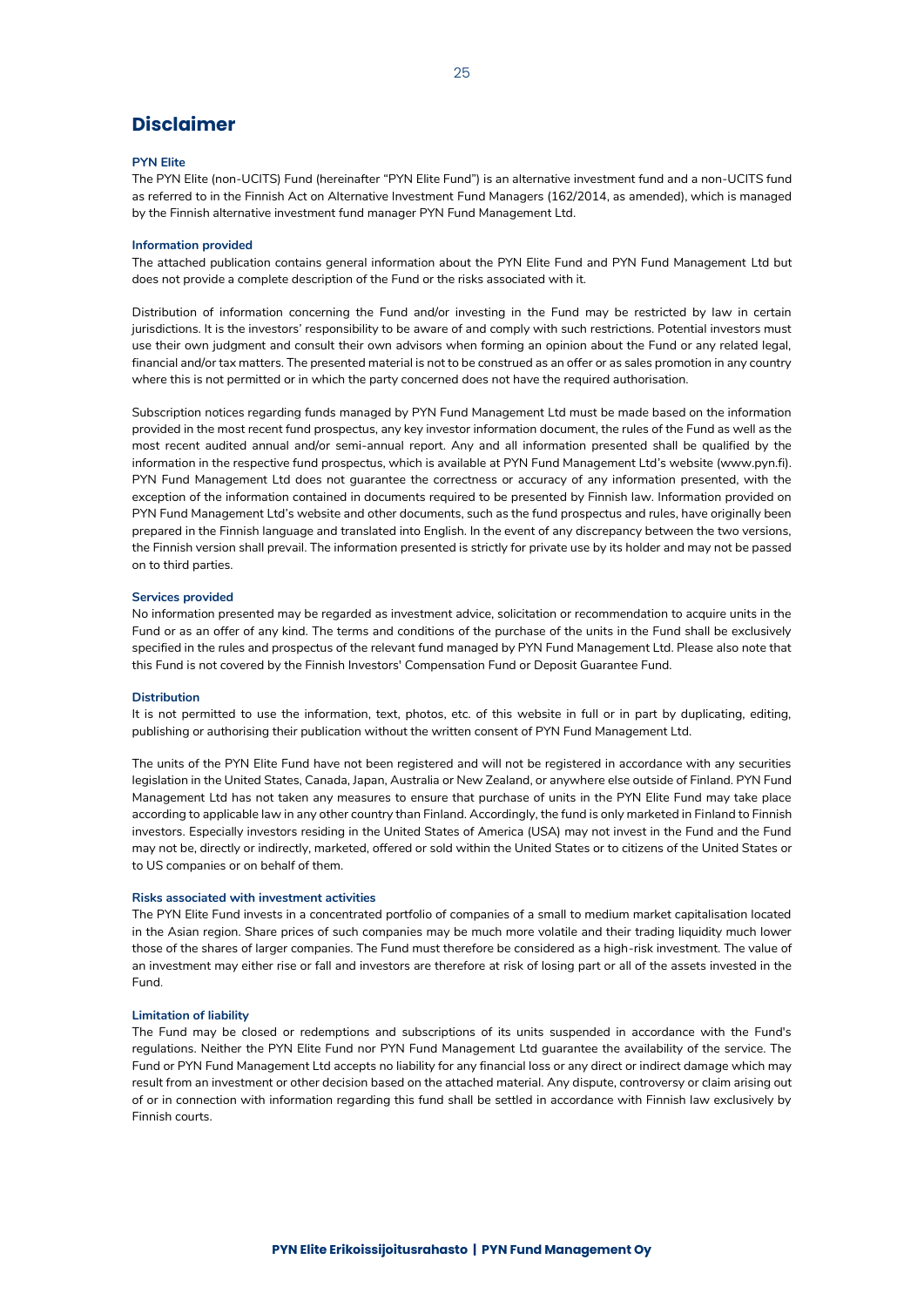# Disclaimer

### PYN Elite

The PYN Elite (non-UCITS) Fund (hereinafter "PYN Elite Fund") is an alternative investment fund and a non-UCITS fund as referred to in the Finnish Act on Alternative Investment Fund Managers (162/2014, as amended), which is managed by the Finnish alternative investment fund manager PYN Fund Management Ltd.

### Information provided

The attached publication contains general information about the PYN Elite Fund and PYN Fund Management Ltd but does not provide a complete description of the Fund or the risks associated with it.

Distribution of information concerning the Fund and/or investing in the Fund may be restricted by law in certain jurisdictions. It is the investors' responsibility to be aware of and comply with such restrictions. Potential investors must use their own judgment and consult their own advisors when forming an opinion about the Fund or any related legal, financial and/or tax matters. The presented material is not to be construed as an offer or as sales promotion in any country where this is not permitted or in which the party concerned does not have the required authorisation.

Subscription notices regarding funds managed by PYN Fund Management Ltd must be made based on the information provided in the most recent fund prospectus, any key investor information document, the rules of the Fund as well as the most recent audited annual and/or semi-annual report. Any and all information presented shall be qualified by the information in the respective fund prospectus, which is available at PYN Fund Management Ltd's website (www.pyn.fi). PYN Fund Management Ltd does not guarantee the correctness or accuracy of any information presented, with the exception of the information contained in documents required to be presented by Finnish law. Information provided on PYN Fund Management Ltd's website and other documents, such as the fund prospectus and rules, have originally been prepared in the Finnish language and translated into English. In the event of any discrepancy between the two versions, the Finnish version shall prevail. The information presented is strictly for private use by its holder and may not be passed on to third parties.

### Services provided

No information presented may be regarded as investment advice, solicitation or recommendation to acquire units in the Fund or as an offer of any kind. The terms and conditions of the purchase of the units in the Fund shall be exclusively specified in the rules and prospectus of the relevant fund managed by PYN Fund Management Ltd. Please also note that this Fund is not covered by the Finnish Investors' Compensation Fund or Deposit Guarantee Fund.

### Distribution

It is not permitted to use the information, text, photos, etc. of this website in full or in part by duplicating, editing, publishing or authorising their publication without the written consent of PYN Fund Management Ltd.

The units of the PYN Elite Fund have not been registered and will not be registered in accordance with any securities legislation in the United States, Canada, Japan, Australia or New Zealand, or anywhere else outside of Finland. PYN Fund Management Ltd has not taken any measures to ensure that purchase of units in the PYN Elite Fund may take place according to applicable law in any other country than Finland. Accordingly, the fund is only marketed in Finland to Finnish investors. Especially investors residing in the United States of America (USA) may not invest in the Fund and the Fund may not be, directly or indirectly, marketed, offered or sold within the United States or to citizens of the United States or to US companies or on behalf of them.

### Risks associated with investment activities

The PYN Elite Fund invests in a concentrated portfolio of companies of a small to medium market capitalisation located in the Asian region. Share prices of such companies may be much more volatile and their trading liquidity much lower those of the shares of larger companies. The Fund must therefore be considered as a high-risk investment. The value of an investment may either rise or fall and investors are therefore at risk of losing part or all of the assets invested in the Fund.

### Limitation of liability

The Fund may be closed or redemptions and subscriptions of its units suspended in accordance with the Fund's regulations. Neither the PYN Elite Fund nor PYN Fund Management Ltd guarantee the availability of the service. The Fund or PYN Fund Management Ltd accepts no liability for any financial loss or any direct or indirect damage which may result from an investment or other decision based on the attached material. Any dispute, controversy or claim arising out of or in connection with information regarding this fund shall be settled in accordance with Finnish law exclusively by Finnish courts.